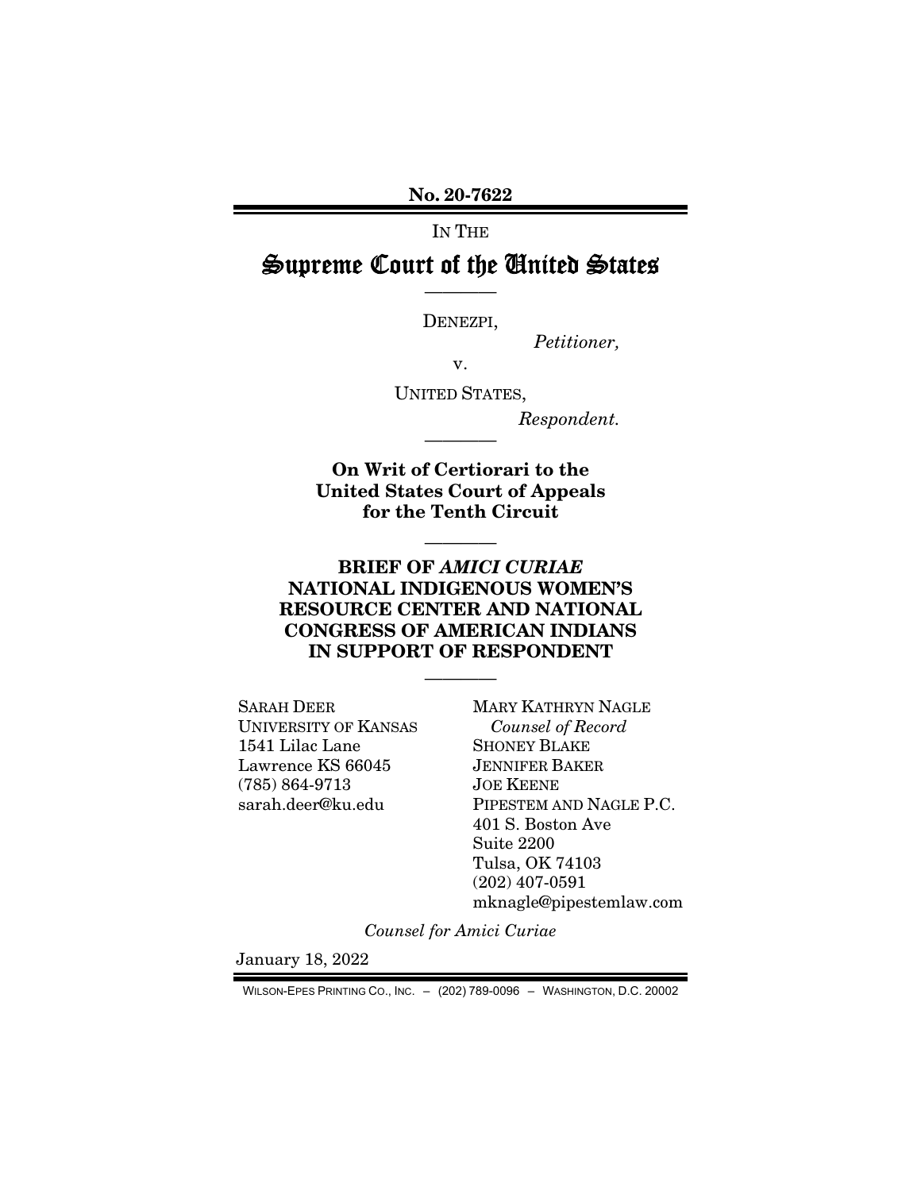**No. 20-7622**

IN THE

# Supreme Court of the United States

————

DENEZPI,

*Petitioner,*

v.

UNITED STATES,

*Respondent.*

————

**On Writ of Certiorari to the United States Court of Appeals for the Tenth Circuit**

————

**BRIEF OF *AMICI CURIAE* NATIONAL INDIGENOUS WOMEN'S RESOURCE CENTER AND NATIONAL CONGRESS OF AMERICAN INDIANS IN SUPPORT OF RESPONDENT**

————

SARAH DEER
UNIVERSITY OF KANSAS
1541 Lilac Lane
Lawrence KS 66045
(785) 864-9713
sarah.deer@ku.edu

MARY KATHRYN NAGLE
*Counsel of Record*
SHONEY BLAKE
JENNIFER BAKER
JOE KEENE
PIPESTEM AND NAGLE P.C.
401 S. Boston Ave
Suite 2200
Tulsa, OK 74103
(202) 407-0591
mknagle@pipestemlaw.com

*Counsel for Amici Curiae*

January 18, 2022

WILSON-EPES PRINTING CO., INC. – (202) 789-0096 – WASHINGTON, D.C. 20002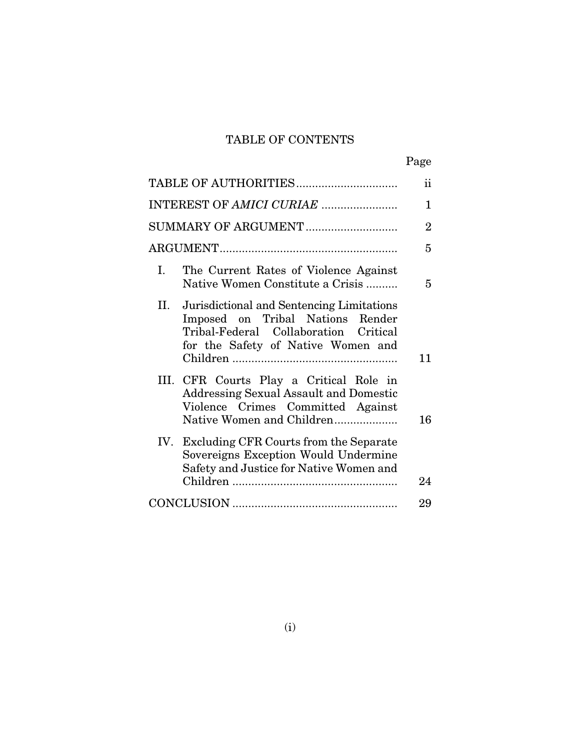## TABLE OF CONTENTS

| | Page |
|---|---|
| TABLE OF AUTHORITIES | ii |
| INTEREST OF *AMICI CURIAE* | 1 |
| SUMMARY OF ARGUMENT | 2 |
| ARGUMENT | 5 |
| I. The Current Rates of Violence Against Native Women Constitute a Crisis | 5 |
| II. Jurisdictional and Sentencing Limitations Imposed on Tribal Nations Render Tribal-Federal Collaboration Critical for the Safety of Native Women and Children | 11 |
| III. CFR Courts Play a Critical Role in Addressing Sexual Assault and Domestic Violence Crimes Committed Against Native Women and Children | 16 |
| IV. Excluding CFR Courts from the Separate Sovereigns Exception Would Undermine Safety and Justice for Native Women and Children | 24 |
| CONCLUSION | 29 |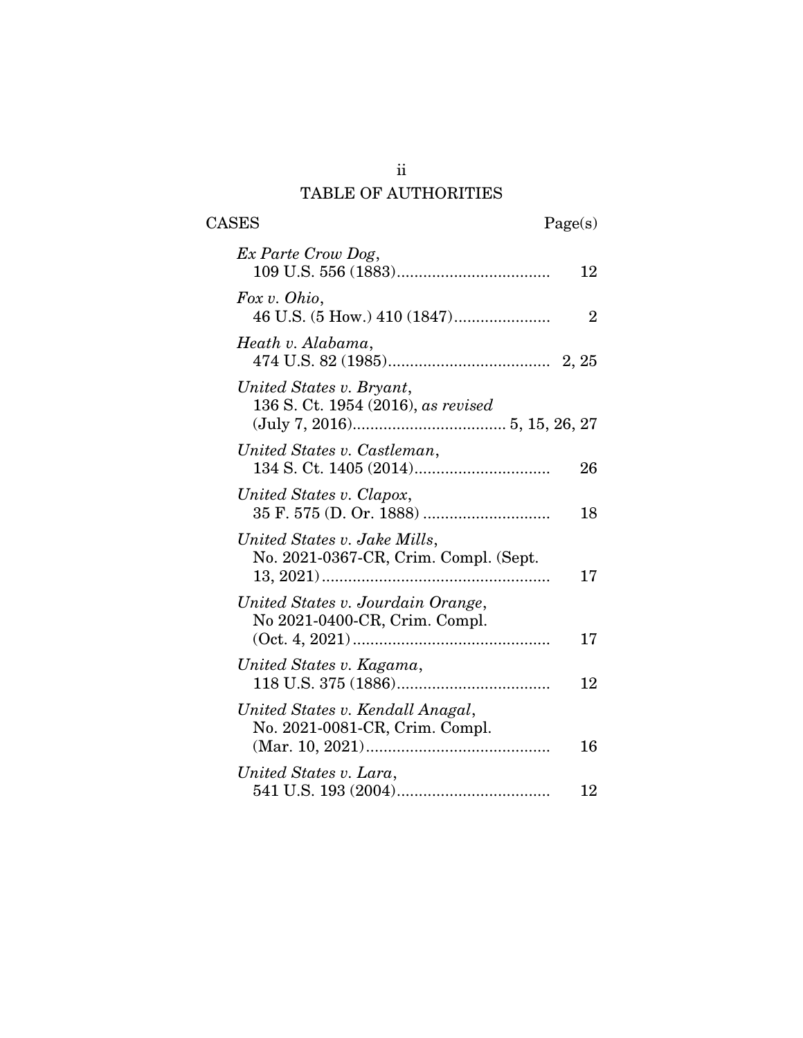# TABLE OF AUTHORITIES

| CASES | Page(s) |
|---|---|
| *Ex Parte Crow Dog*, 109 U.S. 556 (1883) | 12 |
| *Fox v. Ohio*, 46 U.S. (5 How.) 410 (1847) | 2 |
| *Heath v. Alabama*, 474 U.S. 82 (1985) | 2, 25 |
| *United States v. Bryant*, 136 S. Ct. 1954 (2016), *as revised* (July 7, 2016) | 5, 15, 26, 27 |
| *United States v. Castleman*, 134 S. Ct. 1405 (2014) | 26 |
| *United States v. Clapox*, 35 F. 575 (D. Or. 1888) | 18 |
| *United States v. Jake Mills*, No. 2021-0367-CR, Crim. Compl. (Sept. 13, 2021) | 17 |
| *United States v. Jourdain Orange*, No 2021-0400-CR, Crim. Compl. (Oct. 4, 2021) | 17 |
| *United States v. Kagama*, 118 U.S. 375 (1886) | 12 |
| *United States v. Kendall Anagal*, No. 2021-0081-CR, Crim. Compl. (Mar. 10, 2021) | 16 |
| *United States v. Lara*, 541 U.S. 193 (2004) | 12 |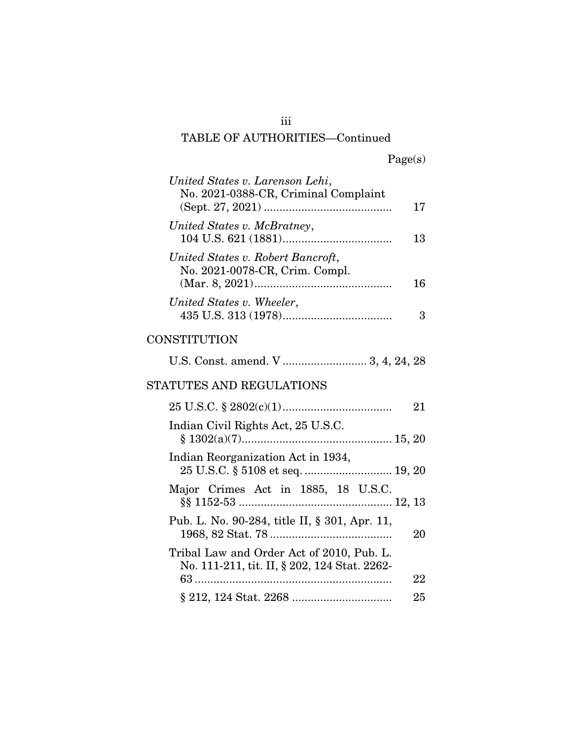## TABLE OF AUTHORITIES—Continued

| | Page(s) |
|---|---|
| *United States v. Larenson Lehi*, No. 2021-0388-CR, Criminal Complaint (Sept. 27, 2021) | 17 |
| *United States v. McBratney*, 104 U.S. 621 (1881) | 13 |
| *United States v. Robert Bancroft*, No. 2021-0078-CR, Crim. Compl. (Mar. 8, 2021) | 16 |
| *United States v. Wheeler*, 435 U.S. 313 (1978) | 3 |

### CONSTITUTION

| | |
|---|---|
| U.S. Const. amend. V | 3, 4, 24, 28 |

### STATUTES AND REGULATIONS

| | |
|---|---|
| 25 U.S.C. § 2802(c)(1) | 21 |
| Indian Civil Rights Act, 25 U.S.C. § 1302(a)(7) | 15, 20 |
| Indian Reorganization Act in 1934, 25 U.S.C. § 5108 et seq. | 19, 20 |
| Major Crimes Act in 1885, 18 U.S.C. §§ 1152-53 | 12, 13 |
| Pub. L. No. 90-284, title II, § 301, Apr. 11, 1968, 82 Stat. 78 | 20 |
| Tribal Law and Order Act of 2010, Pub. L. No. 111-211, tit. II, § 202, 124 Stat. 2262-63 | 22 |
| § 212, 124 Stat. 2268 | 25 |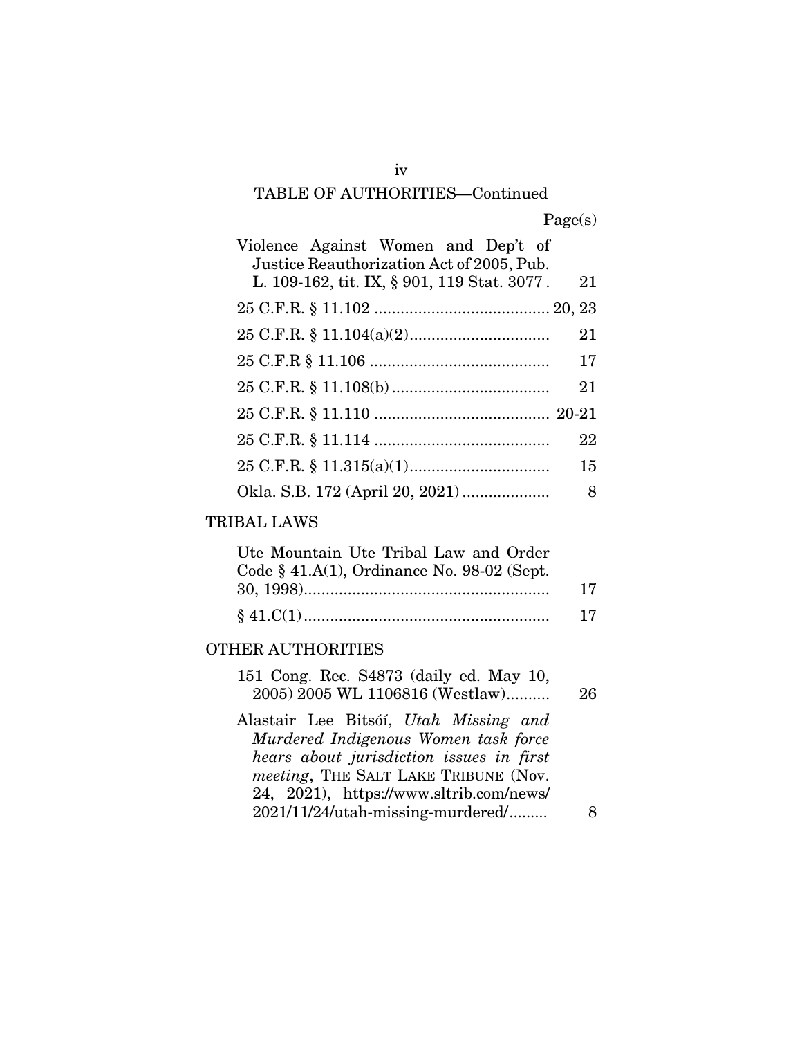TABLE OF AUTHORITIES—Continued

| | Page(s) |
|---|---|
| Violence Against Women and Dep't of Justice Reauthorization Act of 2005, Pub. L. 109-162, tit. IX, § 901, 119 Stat. 3077 | 21 |
| 25 C.F.R. § 11.102 | 20, 23 |
| 25 C.F.R. § 11.104(a)(2) | 21 |
| 25 C.F.R § 11.106 | 17 |
| 25 C.F.R. § 11.108(b) | 21 |
| 25 C.F.R. § 11.110 | 20-21 |
| 25 C.F.R. § 11.114 | 22 |
| 25 C.F.R. § 11.315(a)(1) | 15 |
| Okla. S.B. 172 (April 20, 2021) | 8 |

TRIBAL LAWS

| | |
|---|---|
| Ute Mountain Ute Tribal Law and Order Code § 41.A(1), Ordinance No. 98-02 (Sept. 30, 1998) | 17 |
| § 41.C(1) | 17 |

OTHER AUTHORITIES

| | |
|---|---|
| 151 Cong. Rec. S4873 (daily ed. May 10, 2005) 2005 WL 1106816 (Westlaw) | 26 |
| Alastair Lee Bitsóí, *Utah Missing and Murdered Indigenous Women task force hears about jurisdiction issues in first meeting*, THE SALT LAKE TRIBUNE (Nov. 24, 2021), https://www.sltrib.com/news/2021/11/24/utah-missing-murdered/ | 8 |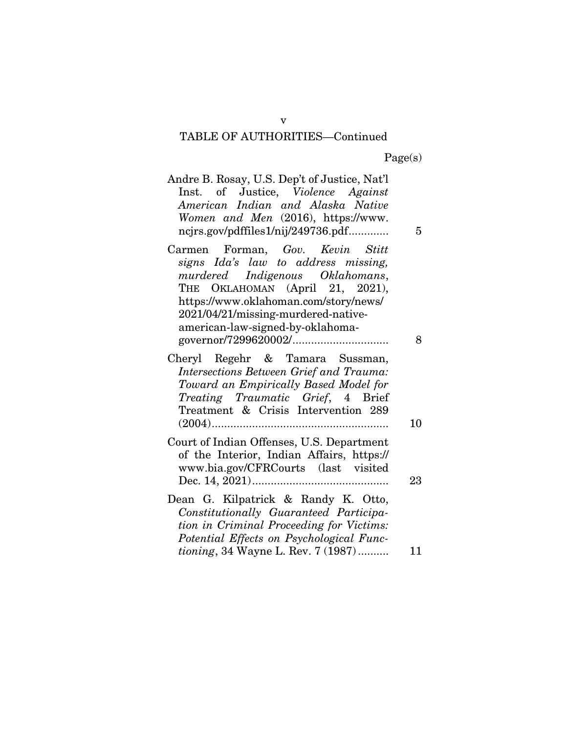TABLE OF AUTHORITIES—Continued

Page(s)

Andre B. Rosay, U.S. Dep't of Justice, Nat'l Inst. of Justice, *Violence Against American Indian and Alaska Native Women and Men* (2016), https://www.ncjrs.gov/pdffiles1/nij/249736.pdf............. 5

Carmen Forman, *Gov. Kevin Stitt signs Ida's law to address missing, murdered Indigenous Oklahomans*, THE OKLAHOMAN (April 21, 2021), https://www.oklahoman.com/story/news/2021/04/21/missing-murdered-native-american-law-signed-by-oklahoma-governor/7299620002/............................... 8

Cheryl Regehr & Tamara Sussman, *Intersections Between Grief and Trauma: Toward an Empirically Based Model for Treating Traumatic Grief*, 4 Brief Treatment & Crisis Intervention 289 (2004)......................................................... 10

Court of Indian Offenses, U.S. Department of the Interior, Indian Affairs, https://www.bia.gov/CFRCourts (last visited Dec. 14, 2021)........................................... 23

Dean G. Kilpatrick & Randy K. Otto, *Constitutionally Guaranteed Participation in Criminal Proceeding for Victims: Potential Effects on Psychological Functioning*, 34 Wayne L. Rev. 7 (1987).......... 11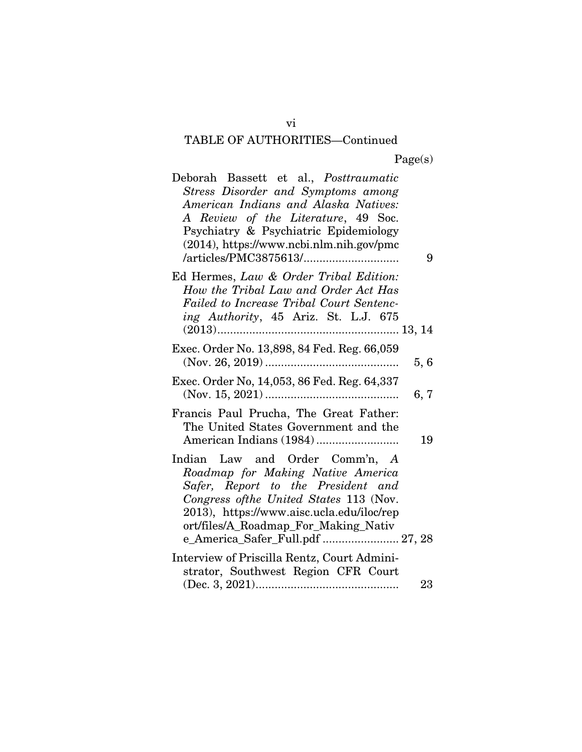TABLE OF AUTHORITIES—Continued

Page(s)

Deborah Bassett et al., *Posttraumatic Stress Disorder and Symptoms among American Indians and Alaska Natives: A Review of the Literature*, 49 Soc. Psychiatry & Psychiatric Epidemiology (2014), https://www.ncbi.nlm.nih.gov/pmc/articles/PMC3875613/ .............................. 9

Ed Hermes, *Law & Order Tribal Edition: How the Tribal Law and Order Act Has Failed to Increase Tribal Court Sentencing Authority*, 45 Ariz. St. L.J. 675 (2013)......................................................... 13, 14

Exec. Order No. 13,898, 84 Fed. Reg. 66,059 (Nov. 26, 2019) .......................................... 5, 6

Exec. Order No, 14,053, 86 Fed. Reg. 64,337 (Nov. 15, 2021) .......................................... 6, 7

Francis Paul Prucha, The Great Father: The United States Government and the American Indians (1984) .......................... 19

Indian Law and Order Comm'n, *A Roadmap for Making Native America Safer, Report to the President and Congress ofthe United States* 113 (Nov. 2013), https://www.aisc.ucla.edu/iloc/report/files/A_Roadmap_For_Making_Native_America_Safer_Full.pdf ........................ 27, 28

Interview of Priscilla Rentz, Court Administrator, Southwest Region CFR Court (Dec. 3, 2021)............................................. 23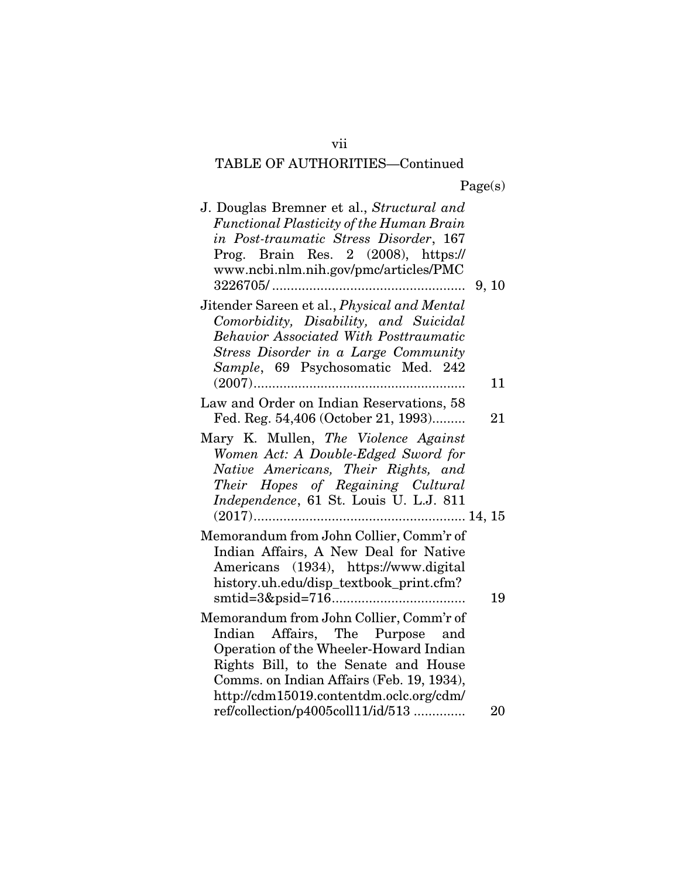TABLE OF AUTHORITIES—Continued

| | Page(s) |
|---|---|
| J. Douglas Bremner et al., *Structural and Functional Plasticity of the Human Brain in Post-traumatic Stress Disorder*, 167 Prog. Brain Res. 2 (2008), https://www.ncbi.nlm.nih.gov/pmc/articles/PMC3226705/ | 9, 10 |
| Jitender Sareen et al., *Physical and Mental Comorbidity, Disability, and Suicidal Behavior Associated With Posttraumatic Stress Disorder in a Large Community Sample*, 69 Psychosomatic Med. 242 (2007) | 11 |
| Law and Order on Indian Reservations, 58 Fed. Reg. 54,406 (October 21, 1993) | 21 |
| Mary K. Mullen, *The Violence Against Women Act: A Double-Edged Sword for Native Americans, Their Rights, and Their Hopes of Regaining Cultural Independence*, 61 St. Louis U. L.J. 811 (2017) | 14, 15 |
| Memorandum from John Collier, Comm'r of Indian Affairs, A New Deal for Native Americans (1934), https://www.digitalhistory.uh.edu/disp_textbook_print.cfm?smtid=3&psid=716 | 19 |
| Memorandum from John Collier, Comm'r of Indian Affairs, The Purpose and Operation of the Wheeler-Howard Indian Rights Bill, to the Senate and House Comms. on Indian Affairs (Feb. 19, 1934), http://cdm15019.contentdm.oclc.org/cdm/ref/collection/p4005coll11/id/513 | 20 |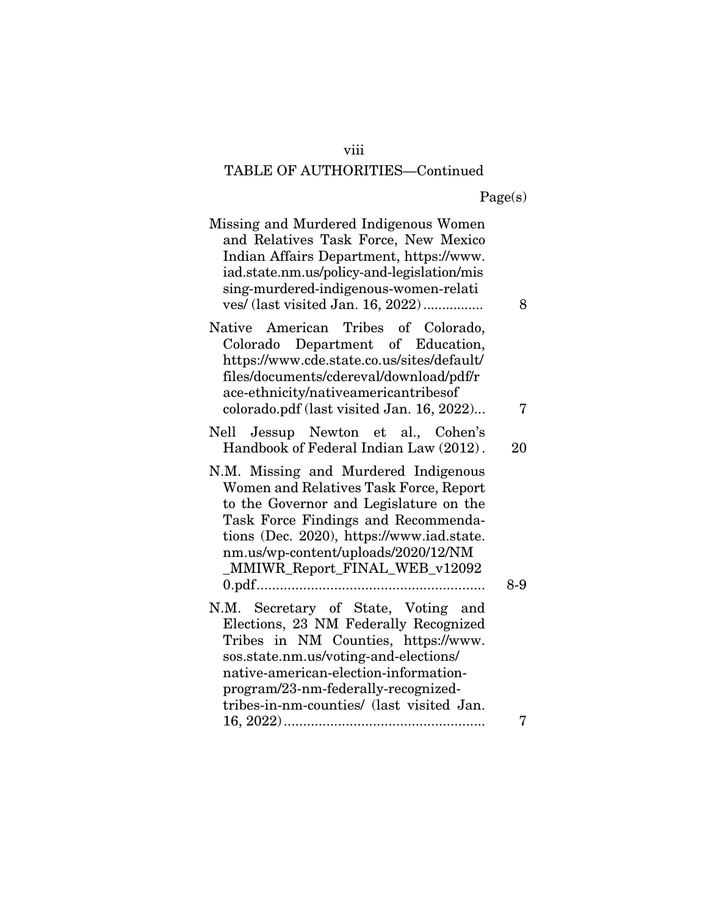## TABLE OF AUTHORITIES—Continued

| | Page(s) |
|---|---|
| Missing and Murdered Indigenous Women and Relatives Task Force, New Mexico Indian Affairs Department, https://www.iad.state.nm.us/policy-and-legislation/missing-murdered-indigenous-women-relatives/ (last visited Jan. 16, 2022) | 8 |
| Native American Tribes of Colorado, Colorado Department of Education, https://www.cde.state.co.us/sites/default/files/documents/cdereval/download/pdf/race-ethnicity/nativeamericantribesofcolorado.pdf (last visited Jan. 16, 2022) | 7 |
| Nell Jessup Newton et al., Cohen's Handbook of Federal Indian Law (2012) | 20 |
| N.M. Missing and Murdered Indigenous Women and Relatives Task Force, Report to the Governor and Legislature on the Task Force Findings and Recommendations (Dec. 2020), https://www.iad.state.nm.us/wp-content/uploads/2020/12/NM_MMIWR_Report_FINAL_WEB_v120920.pdf | 8-9 |
| N.M. Secretary of State, Voting and Elections, 23 NM Federally Recognized Tribes in NM Counties, https://www.sos.state.nm.us/voting-and-elections/native-american-election-information-program/23-nm-federally-recognized-tribes-in-nm-counties/ (last visited Jan. 16, 2022) | 7 |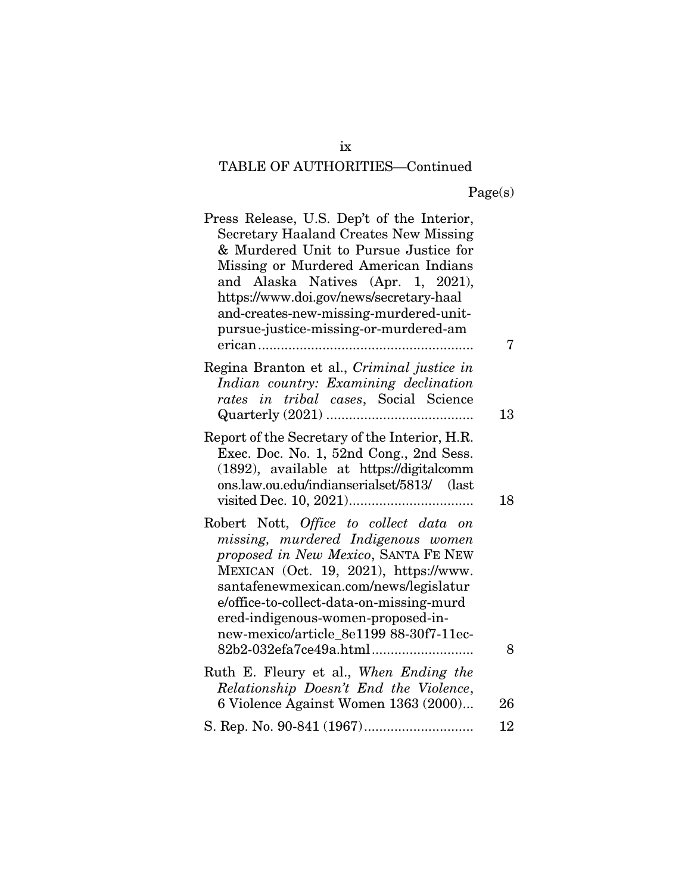TABLE OF AUTHORITIES—Continued

| | Page(s) |
|---|---|
| Press Release, U.S. Dep't of the Interior, Secretary Haaland Creates New Missing & Murdered Unit to Pursue Justice for Missing or Murdered American Indians and Alaska Natives (Apr. 1, 2021), https://www.doi.gov/news/secretary-haaland-creates-new-missing-murdered-unit-pursue-justice-missing-or-murdered-american | 7 |
| Regina Branton et al., *Criminal justice in Indian country: Examining declination rates in tribal cases*, Social Science Quarterly (2021) | 13 |
| Report of the Secretary of the Interior, H.R. Exec. Doc. No. 1, 52nd Cong., 2nd Sess. (1892), available at https://digitalcommons.law.ou.edu/indianserialset/5813/ (last visited Dec. 10, 2021) | 18 |
| Robert Nott, *Office to collect data on missing, murdered Indigenous women proposed in New Mexico*, SANTA FE NEW MEXICAN (Oct. 19, 2021), https://www.santafenewmexican.com/news/legislature/office-to-collect-data-on-missing-murdered-indigenous-women-proposed-in-new-mexico/article_8e1199 88-30f7-11ec-82b2-032efa7ce49a.html | 8 |
| Ruth E. Fleury et al., *When Ending the Relationship Doesn't End the Violence*, 6 Violence Against Women 1363 (2000) | 26 |
| S. Rep. No. 90-841 (1967) | 12 |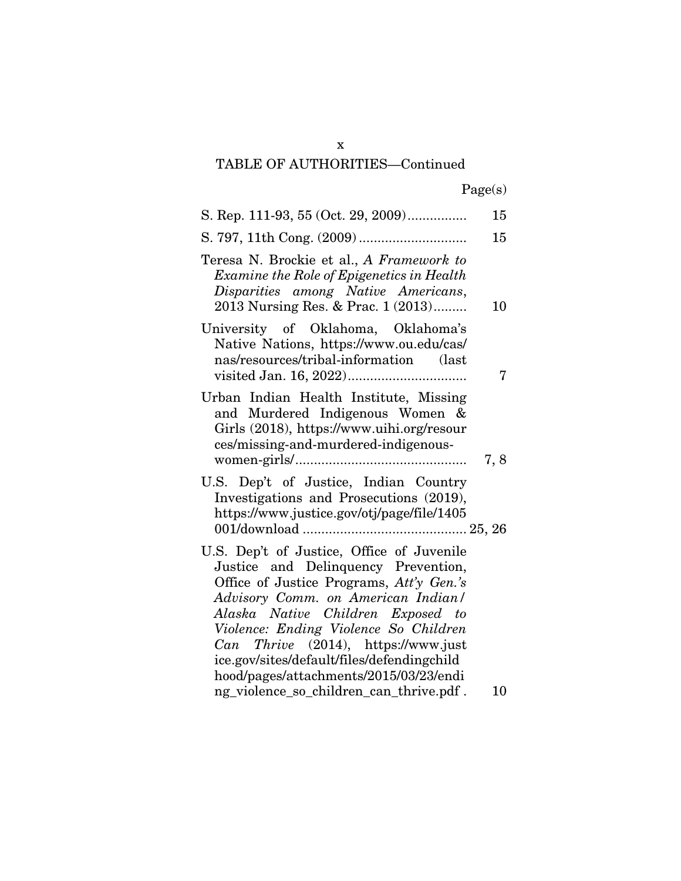TABLE OF AUTHORITIES—Continued

| | Page(s) |
|---|---|
| S. Rep. 111-93, 55 (Oct. 29, 2009) | 15 |
| S. 797, 11th Cong. (2009) | 15 |
| Teresa N. Brockie et al., *A Framework to Examine the Role of Epigenetics in Health Disparities among Native Americans*, 2013 Nursing Res. & Prac. 1 (2013) | 10 |
| University of Oklahoma, Oklahoma's Native Nations, https://www.ou.edu/cas/nas/resources/tribal-information (last visited Jan. 16, 2022) | 7 |
| Urban Indian Health Institute, Missing and Murdered Indigenous Women & Girls (2018), https://www.uihi.org/resources/missing-and-murdered-indigenous-women-girls/ | 7, 8 |
| U.S. Dep't of Justice, Indian Country Investigations and Prosecutions (2019), https://www.justice.gov/otj/page/file/1405001/download | 25, 26 |
| U.S. Dep't of Justice, Office of Juvenile Justice and Delinquency Prevention, Office of Justice Programs, *Att'y Gen.'s Advisory Comm. on American Indian/Alaska Native Children Exposed to Violence: Ending Violence So Children Can Thrive* (2014), https://www.justice.gov/sites/default/files/defendingchildhood/pages/attachments/2015/03/23/ending_violence_so_children_can_thrive.pdf | 10 |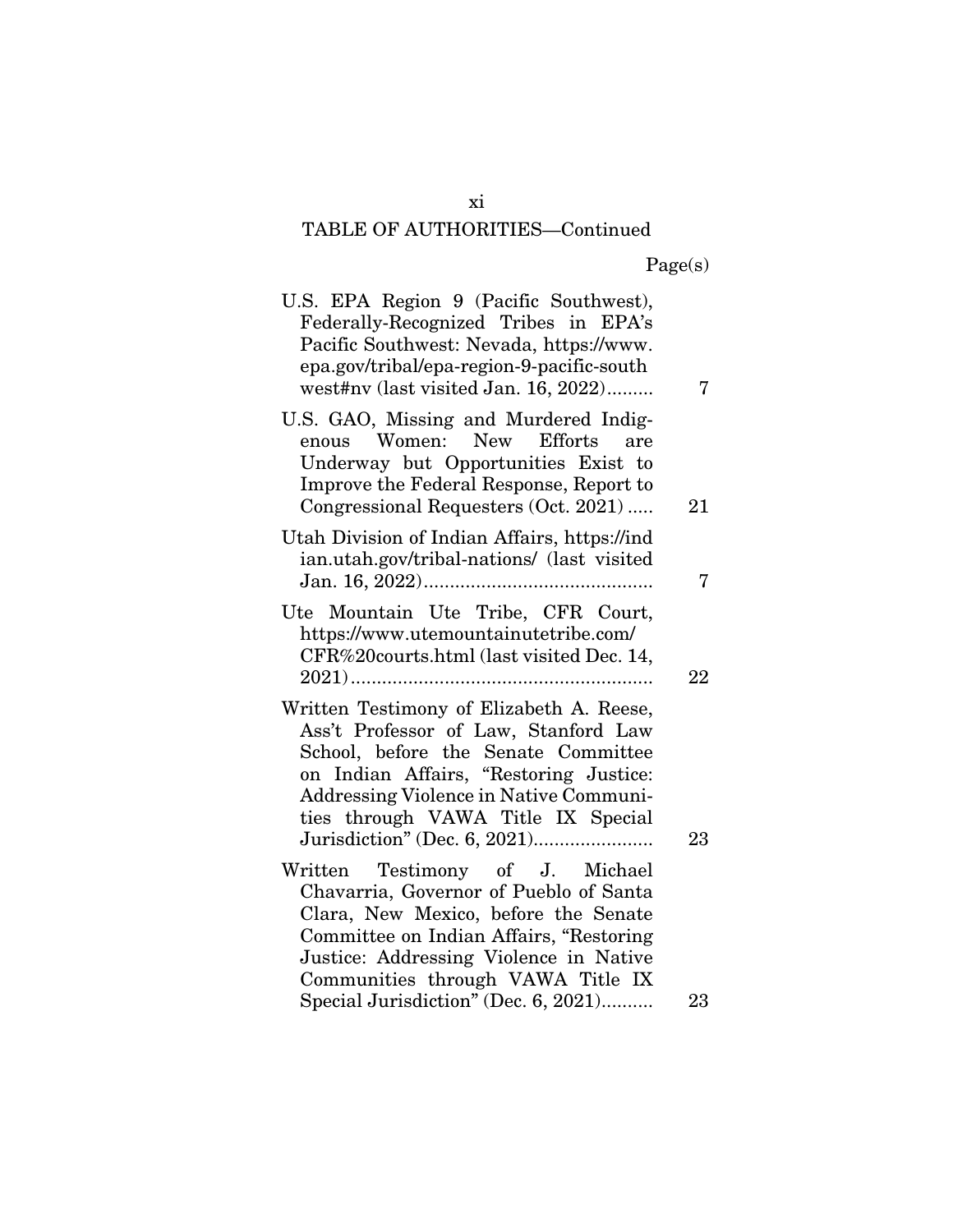TABLE OF AUTHORITIES—Continued

| | Page(s) |
|---|---|
| U.S. EPA Region 9 (Pacific Southwest), Federally-Recognized Tribes in EPA's Pacific Southwest: Nevada, https://www.epa.gov/tribal/epa-region-9-pacific-southwest#nv (last visited Jan. 16, 2022) | 7 |
| U.S. GAO, Missing and Murdered Indigenous Women: New Efforts are Underway but Opportunities Exist to Improve the Federal Response, Report to Congressional Requesters (Oct. 2021) | 21 |
| Utah Division of Indian Affairs, https://indian.utah.gov/tribal-nations/ (last visited Jan. 16, 2022) | 7 |
| Ute Mountain Ute Tribe, CFR Court, https://www.utemountainutetribe.com/CFR%20courts.html (last visited Dec. 14, 2021) | 22 |
| Written Testimony of Elizabeth A. Reese, Ass't Professor of Law, Stanford Law School, before the Senate Committee on Indian Affairs, "Restoring Justice: Addressing Violence in Native Communities through VAWA Title IX Special Jurisdiction" (Dec. 6, 2021) | 23 |
| Written Testimony of J. Michael Chavarria, Governor of Pueblo of Santa Clara, New Mexico, before the Senate Committee on Indian Affairs, "Restoring Justice: Addressing Violence in Native Communities through VAWA Title IX Special Jurisdiction" (Dec. 6, 2021) | 23 |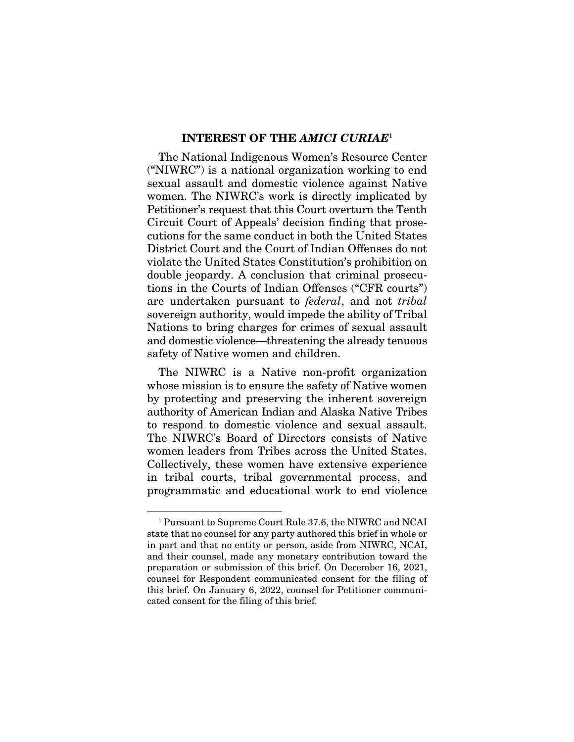## INTEREST OF THE *AMICI CURIAE*[1]

The National Indigenous Women's Resource Center ("NIWRC") is a national organization working to end sexual assault and domestic violence against Native women. The NIWRC's work is directly implicated by Petitioner's request that this Court overturn the Tenth Circuit Court of Appeals' decision finding that prosecutions for the same conduct in both the United States District Court and the Court of Indian Offenses do not violate the United States Constitution's prohibition on double jeopardy. A conclusion that criminal prosecutions in the Courts of Indian Offenses ("CFR courts") are undertaken pursuant to *federal*, and not *tribal* sovereign authority, would impede the ability of Tribal Nations to bring charges for crimes of sexual assault and domestic violence—threatening the already tenuous safety of Native women and children.

The NIWRC is a Native non-profit organization whose mission is to ensure the safety of Native women by protecting and preserving the inherent sovereign authority of American Indian and Alaska Native Tribes to respond to domestic violence and sexual assault. The NIWRC's Board of Directors consists of Native women leaders from Tribes across the United States. Collectively, these women have extensive experience in tribal courts, tribal governmental process, and programmatic and educational work to end violence

---

[1] Pursuant to Supreme Court Rule 37.6, the NIWRC and NCAI state that no counsel for any party authored this brief in whole or in part and that no entity or person, aside from NIWRC, NCAI, and their counsel, made any monetary contribution toward the preparation or submission of this brief. On December 16, 2021, counsel for Respondent communicated consent for the filing of this brief. On January 6, 2022, counsel for Petitioner communicated consent for the filing of this brief.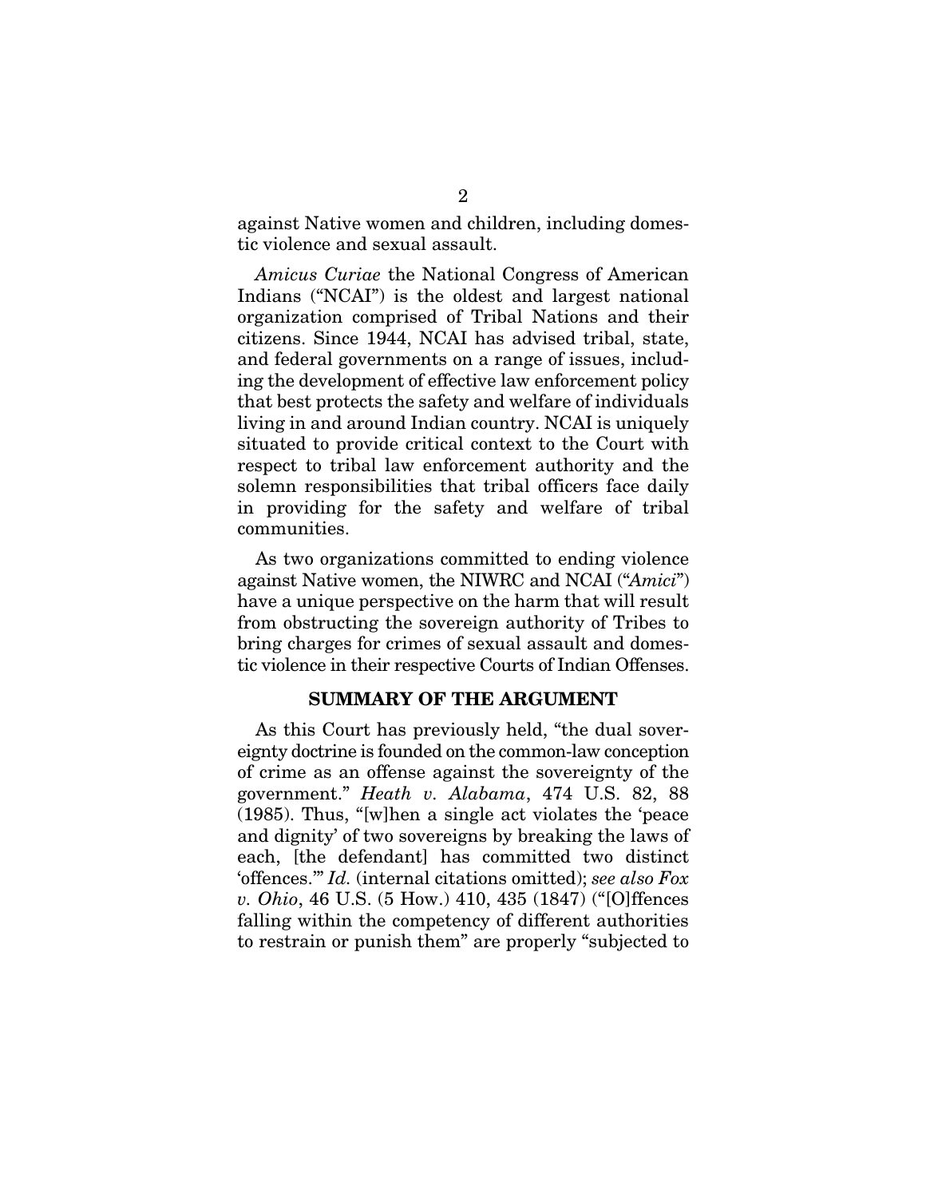against Native women and children, including domestic violence and sexual assault.

*Amicus Curiae* the National Congress of American Indians ("NCAI") is the oldest and largest national organization comprised of Tribal Nations and their citizens. Since 1944, NCAI has advised tribal, state, and federal governments on a range of issues, including the development of effective law enforcement policy that best protects the safety and welfare of individuals living in and around Indian country. NCAI is uniquely situated to provide critical context to the Court with respect to tribal law enforcement authority and the solemn responsibilities that tribal officers face daily in providing for the safety and welfare of tribal communities.

As two organizations committed to ending violence against Native women, the NIWRC and NCAI ("*Amici*") have a unique perspective on the harm that will result from obstructing the sovereign authority of Tribes to bring charges for crimes of sexual assault and domestic violence in their respective Courts of Indian Offenses.

## SUMMARY OF THE ARGUMENT

As this Court has previously held, "the dual sovereignty doctrine is founded on the common-law conception of crime as an offense against the sovereignty of the government." *Heath v. Alabama*, 474 U.S. 82, 88 (1985). Thus, "[w]hen a single act violates the 'peace and dignity' of two sovereigns by breaking the laws of each, [the defendant] has committed two distinct 'offences.'" *Id.* (internal citations omitted); *see also Fox v. Ohio*, 46 U.S. (5 How.) 410, 435 (1847) ("[O]ffences falling within the competency of different authorities to restrain or punish them" are properly "subjected to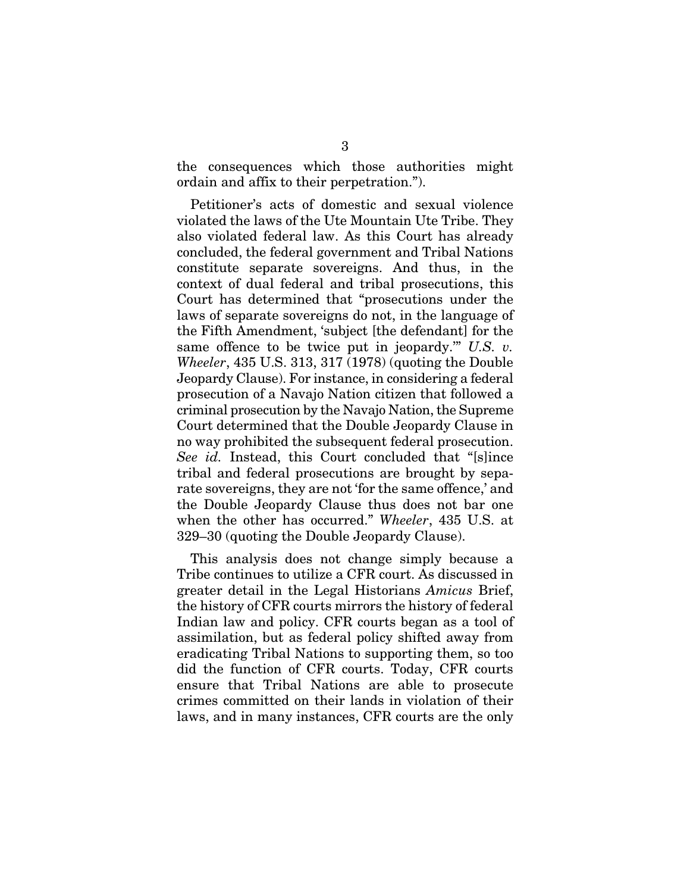the consequences which those authorities might ordain and affix to their perpetration.").

Petitioner's acts of domestic and sexual violence violated the laws of the Ute Mountain Ute Tribe. They also violated federal law. As this Court has already concluded, the federal government and Tribal Nations constitute separate sovereigns. And thus, in the context of dual federal and tribal prosecutions, this Court has determined that "prosecutions under the laws of separate sovereigns do not, in the language of the Fifth Amendment, 'subject [the defendant] for the same offence to be twice put in jeopardy.'" *U.S. v. Wheeler*, 435 U.S. 313, 317 (1978) (quoting the Double Jeopardy Clause). For instance, in considering a federal prosecution of a Navajo Nation citizen that followed a criminal prosecution by the Navajo Nation, the Supreme Court determined that the Double Jeopardy Clause in no way prohibited the subsequent federal prosecution. *See id.* Instead, this Court concluded that "[s]ince tribal and federal prosecutions are brought by separate sovereigns, they are not 'for the same offence,' and the Double Jeopardy Clause thus does not bar one when the other has occurred." *Wheeler*, 435 U.S. at 329–30 (quoting the Double Jeopardy Clause).

This analysis does not change simply because a Tribe continues to utilize a CFR court. As discussed in greater detail in the Legal Historians *Amicus* Brief, the history of CFR courts mirrors the history of federal Indian law and policy. CFR courts began as a tool of assimilation, but as federal policy shifted away from eradicating Tribal Nations to supporting them, so too did the function of CFR courts. Today, CFR courts ensure that Tribal Nations are able to prosecute crimes committed on their lands in violation of their laws, and in many instances, CFR courts are the only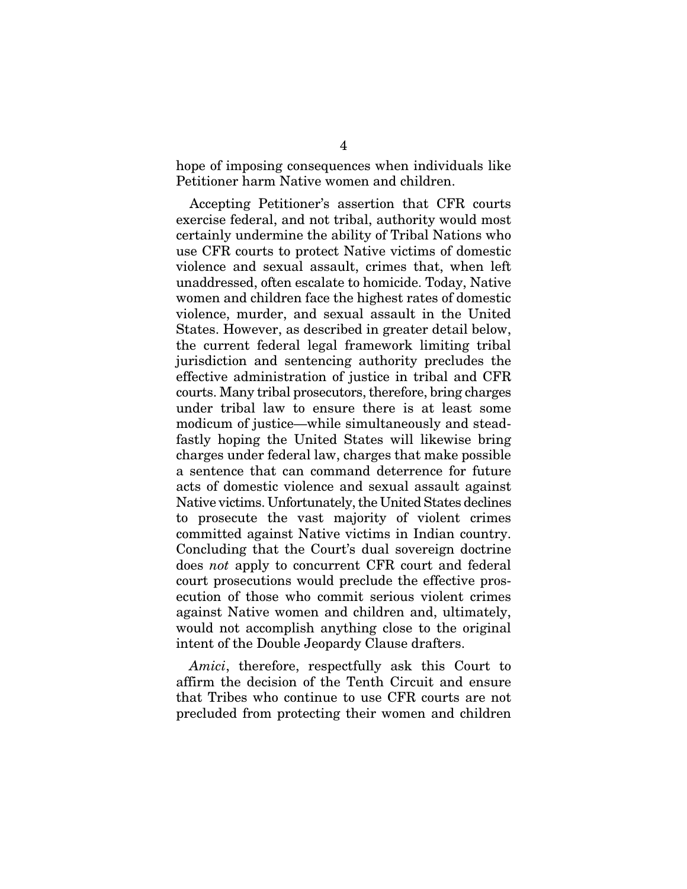hope of imposing consequences when individuals like Petitioner harm Native women and children.

Accepting Petitioner's assertion that CFR courts exercise federal, and not tribal, authority would most certainly undermine the ability of Tribal Nations who use CFR courts to protect Native victims of domestic violence and sexual assault, crimes that, when left unaddressed, often escalate to homicide. Today, Native women and children face the highest rates of domestic violence, murder, and sexual assault in the United States. However, as described in greater detail below, the current federal legal framework limiting tribal jurisdiction and sentencing authority precludes the effective administration of justice in tribal and CFR courts. Many tribal prosecutors, therefore, bring charges under tribal law to ensure there is at least some modicum of justice—while simultaneously and steadfastly hoping the United States will likewise bring charges under federal law, charges that make possible a sentence that can command deterrence for future acts of domestic violence and sexual assault against Native victims. Unfortunately, the United States declines to prosecute the vast majority of violent crimes committed against Native victims in Indian country. Concluding that the Court's dual sovereign doctrine does *not* apply to concurrent CFR court and federal court prosecutions would preclude the effective prosecution of those who commit serious violent crimes against Native women and children and, ultimately, would not accomplish anything close to the original intent of the Double Jeopardy Clause drafters.

*Amici*, therefore, respectfully ask this Court to affirm the decision of the Tenth Circuit and ensure that Tribes who continue to use CFR courts are not precluded from protecting their women and children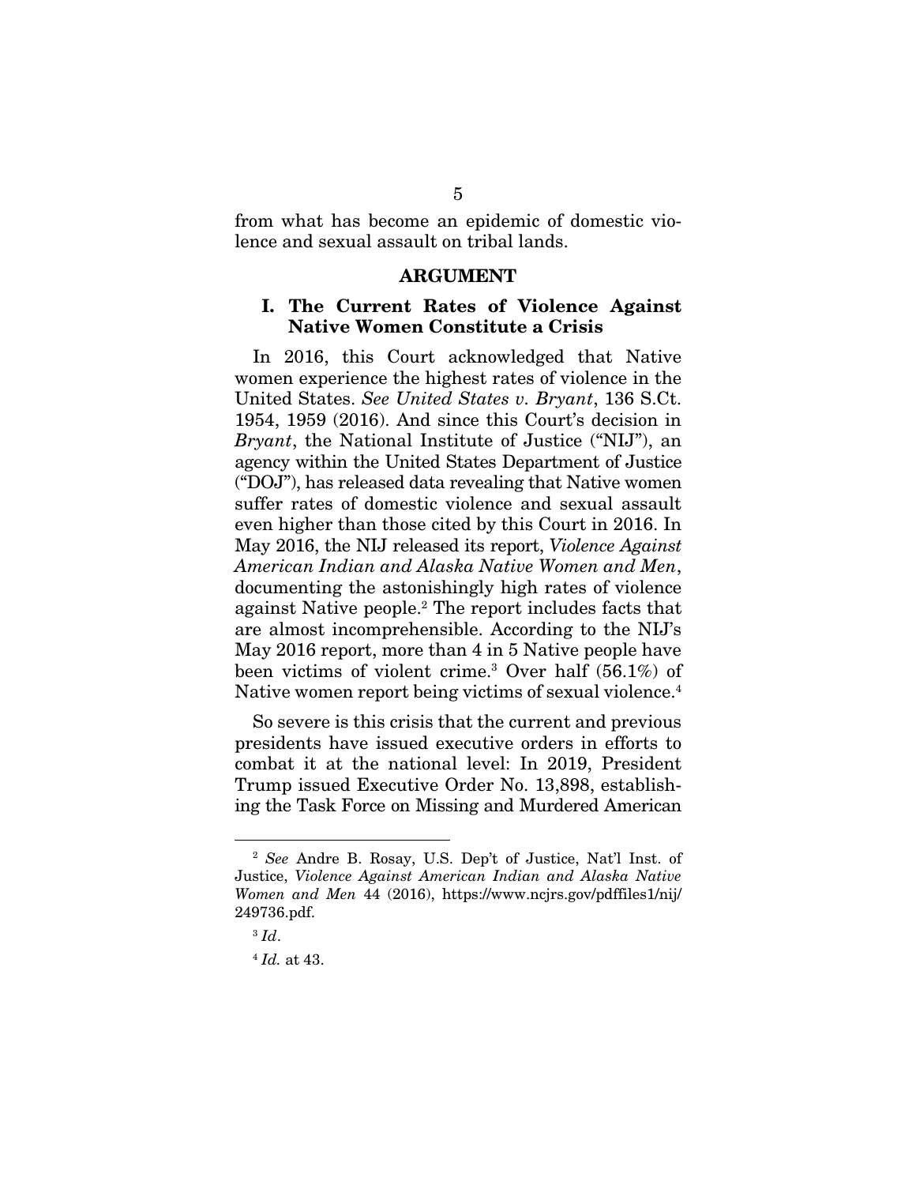from what has become an epidemic of domestic violence and sexual assault on tribal lands.

## ARGUMENT

### I. The Current Rates of Violence Against Native Women Constitute a Crisis

In 2016, this Court acknowledged that Native women experience the highest rates of violence in the United States. *See United States v. Bryant*, 136 S.Ct. 1954, 1959 (2016). And since this Court's decision in *Bryant*, the National Institute of Justice ("NIJ"), an agency within the United States Department of Justice ("DOJ"), has released data revealing that Native women suffer rates of domestic violence and sexual assault even higher than those cited by this Court in 2016. In May 2016, the NIJ released its report, *Violence Against American Indian and Alaska Native Women and Men*, documenting the astonishingly high rates of violence against Native people.[2] The report includes facts that are almost incomprehensible. According to the NIJ's May 2016 report, more than 4 in 5 Native people have been victims of violent crime.[3] Over half (56.1%) of Native women report being victims of sexual violence.[4]

So severe is this crisis that the current and previous presidents have issued executive orders in efforts to combat it at the national level: In 2019, President Trump issued Executive Order No. 13,898, establishing the Task Force on Missing and Murdered American

---

[2] *See* Andre B. Rosay, U.S. Dep't of Justice, Nat'l Inst. of Justice, *Violence Against American Indian and Alaska Native Women and Men* 44 (2016), https://www.ncjrs.gov/pdffiles1/nij/249736.pdf.

[3] *Id*.

[4] *Id.* at 43.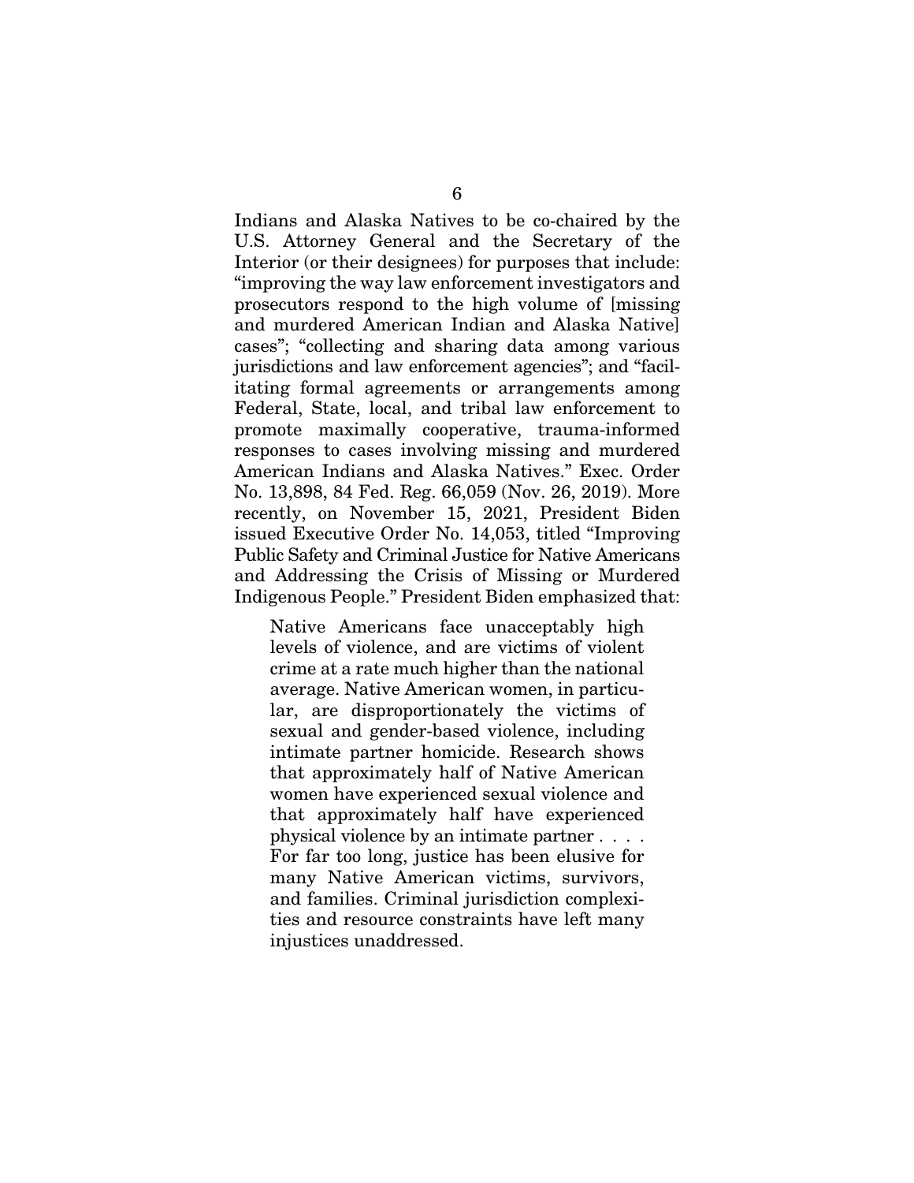Indians and Alaska Natives to be co-chaired by the U.S. Attorney General and the Secretary of the Interior (or their designees) for purposes that include: "improving the way law enforcement investigators and prosecutors respond to the high volume of [missing and murdered American Indian and Alaska Native] cases"; "collecting and sharing data among various jurisdictions and law enforcement agencies"; and "facilitating formal agreements or arrangements among Federal, State, local, and tribal law enforcement to promote maximally cooperative, trauma-informed responses to cases involving missing and murdered American Indians and Alaska Natives." Exec. Order No. 13,898, 84 Fed. Reg. 66,059 (Nov. 26, 2019). More recently, on November 15, 2021, President Biden issued Executive Order No. 14,053, titled "Improving Public Safety and Criminal Justice for Native Americans and Addressing the Crisis of Missing or Murdered Indigenous People." President Biden emphasized that:

> Native Americans face unacceptably high levels of violence, and are victims of violent crime at a rate much higher than the national average. Native American women, in particular, are disproportionately the victims of sexual and gender-based violence, including intimate partner homicide. Research shows that approximately half of Native American women have experienced sexual violence and that approximately half have experienced physical violence by an intimate partner . . . . For far too long, justice has been elusive for many Native American victims, survivors, and families. Criminal jurisdiction complexities and resource constraints have left many injustices unaddressed.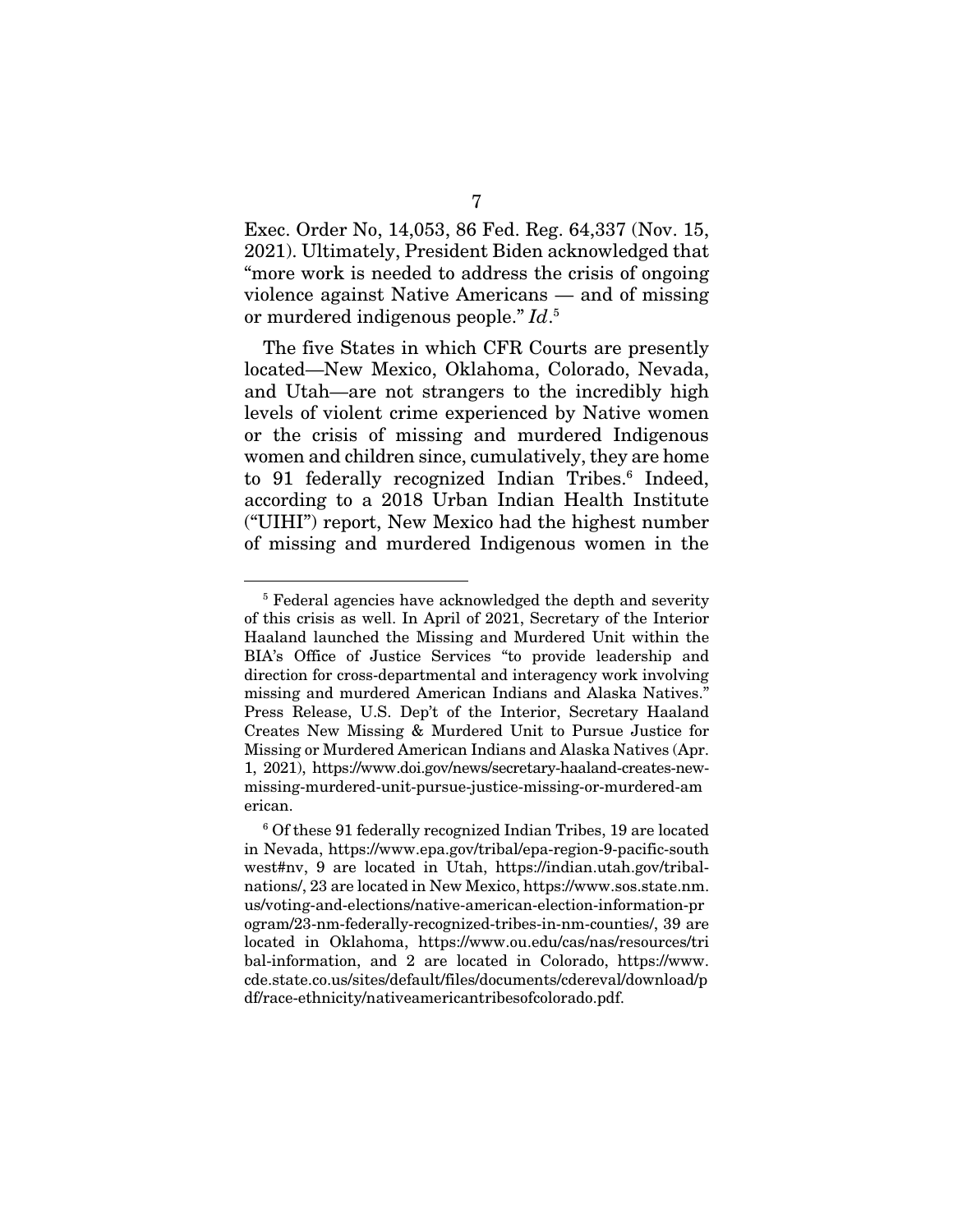Exec. Order No, 14,053, 86 Fed. Reg. 64,337 (Nov. 15, 2021). Ultimately, President Biden acknowledged that "more work is needed to address the crisis of ongoing violence against Native Americans — and of missing or murdered indigenous people." *Id*.[5]

The five States in which CFR Courts are presently located—New Mexico, Oklahoma, Colorado, Nevada, and Utah—are not strangers to the incredibly high levels of violent crime experienced by Native women or the crisis of missing and murdered Indigenous women and children since, cumulatively, they are home to 91 federally recognized Indian Tribes.[6] Indeed, according to a 2018 Urban Indian Health Institute ("UIHI") report, New Mexico had the highest number of missing and murdered Indigenous women in the

---

[5] Federal agencies have acknowledged the depth and severity of this crisis as well. In April of 2021, Secretary of the Interior Haaland launched the Missing and Murdered Unit within the BIA's Office of Justice Services "to provide leadership and direction for cross-departmental and interagency work involving missing and murdered American Indians and Alaska Natives." Press Release, U.S. Dep't of the Interior, Secretary Haaland Creates New Missing & Murdered Unit to Pursue Justice for Missing or Murdered American Indians and Alaska Natives (Apr. 1, 2021), https://www.doi.gov/news/secretary-haaland-creates-new-missing-murdered-unit-pursue-justice-missing-or-murdered-american.

[6] Of these 91 federally recognized Indian Tribes, 19 are located in Nevada, https://www.epa.gov/tribal/epa-region-9-pacific-southwest#nv, 9 are located in Utah, https://indian.utah.gov/tribal-nations/, 23 are located in New Mexico, https://www.sos.state.nm.us/voting-and-elections/native-american-election-information-program/23-nm-federally-recognized-tribes-in-nm-counties/, 39 are located in Oklahoma, https://www.ou.edu/cas/nas/resources/tribal-information, and 2 are located in Colorado, https://www.cde.state.co.us/sites/default/files/documents/cdereval/download/pdf/race-ethnicity/nativeamericantribesofcolorado.pdf.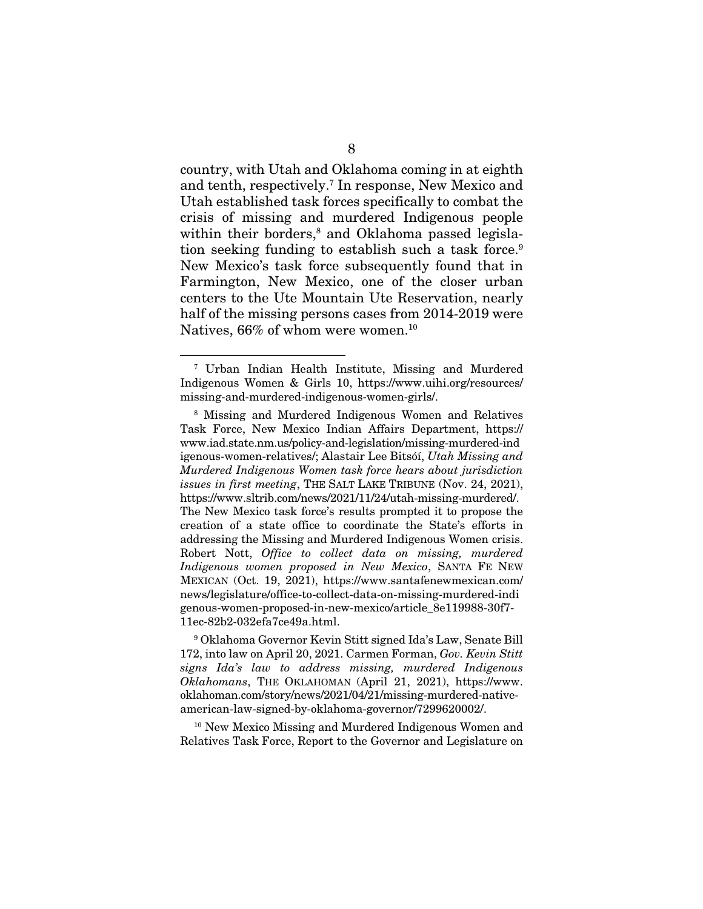country, with Utah and Oklahoma coming in at eighth and tenth, respectively.[7] In response, New Mexico and Utah established task forces specifically to combat the crisis of missing and murdered Indigenous people within their borders,[8] and Oklahoma passed legislation seeking funding to establish such a task force.[9] New Mexico's task force subsequently found that in Farmington, New Mexico, one of the closer urban centers to the Ute Mountain Ute Reservation, nearly half of the missing persons cases from 2014-2019 were Natives, 66% of whom were women.[10]

---

[7] Urban Indian Health Institute, Missing and Murdered Indigenous Women & Girls 10, https://www.uihi.org/resources/missing-and-murdered-indigenous-women-girls/.

[8] Missing and Murdered Indigenous Women and Relatives Task Force, New Mexico Indian Affairs Department, https://www.iad.state.nm.us/policy-and-legislation/missing-murdered-indigenous-women-relatives/; Alastair Lee Bitsóí, *Utah Missing and Murdered Indigenous Women task force hears about jurisdiction issues in first meeting*, THE SALT LAKE TRIBUNE (Nov. 24, 2021), https://www.sltrib.com/news/2021/11/24/utah-missing-murdered/. The New Mexico task force's results prompted it to propose the creation of a state office to coordinate the State's efforts in addressing the Missing and Murdered Indigenous Women crisis. Robert Nott, *Office to collect data on missing, murdered Indigenous women proposed in New Mexico*, SANTA FE NEW MEXICAN (Oct. 19, 2021), https://www.santafenewmexican.com/news/legislature/office-to-collect-data-on-missing-murdered-indigenous-women-proposed-in-new-mexico/article_8e119988-30f7-11ec-82b2-032efa7ce49a.html.

[9] Oklahoma Governor Kevin Stitt signed Ida's Law, Senate Bill 172, into law on April 20, 2021. Carmen Forman, *Gov. Kevin Stitt signs Ida's law to address missing, murdered Indigenous Oklahomans*, THE OKLAHOMAN (April 21, 2021), https://www.oklahoman.com/story/news/2021/04/21/missing-murdered-native-american-law-signed-by-oklahoma-governor/7299620002/.

[10] New Mexico Missing and Murdered Indigenous Women and Relatives Task Force, Report to the Governor and Legislature on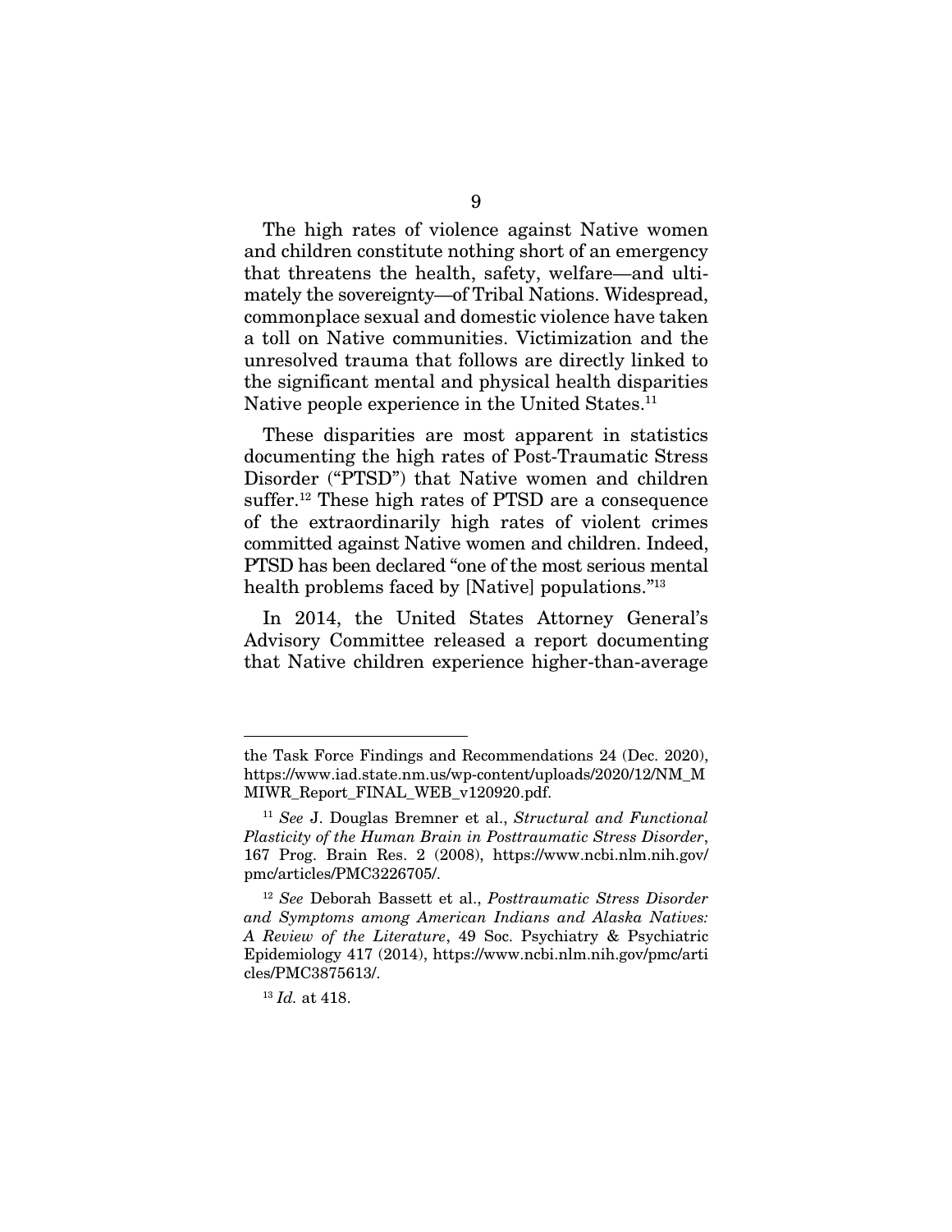The high rates of violence against Native women and children constitute nothing short of an emergency that threatens the health, safety, welfare—and ultimately the sovereignty—of Tribal Nations. Widespread, commonplace sexual and domestic violence have taken a toll on Native communities. Victimization and the unresolved trauma that follows are directly linked to the significant mental and physical health disparities Native people experience in the United States.[11]

These disparities are most apparent in statistics documenting the high rates of Post-Traumatic Stress Disorder ("PTSD") that Native women and children suffer.[12] These high rates of PTSD are a consequence of the extraordinarily high rates of violent crimes committed against Native women and children. Indeed, PTSD has been declared "one of the most serious mental health problems faced by [Native] populations."[13]

In 2014, the United States Attorney General's Advisory Committee released a report documenting that Native children experience higher-than-average

---

the Task Force Findings and Recommendations 24 (Dec. 2020), https://www.iad.state.nm.us/wp-content/uploads/2020/12/NM_MMIWR_Report_FINAL_WEB_v120920.pdf.

[11] *See* J. Douglas Bremner et al., *Structural and Functional Plasticity of the Human Brain in Posttraumatic Stress Disorder*, 167 Prog. Brain Res. 2 (2008), https://www.ncbi.nlm.nih.gov/pmc/articles/PMC3226705/.

[12] *See* Deborah Bassett et al., *Posttraumatic Stress Disorder and Symptoms among American Indians and Alaska Natives: A Review of the Literature*, 49 Soc. Psychiatry & Psychiatric Epidemiology 417 (2014), https://www.ncbi.nlm.nih.gov/pmc/articles/PMC3875613/.

[13] *Id.* at 418.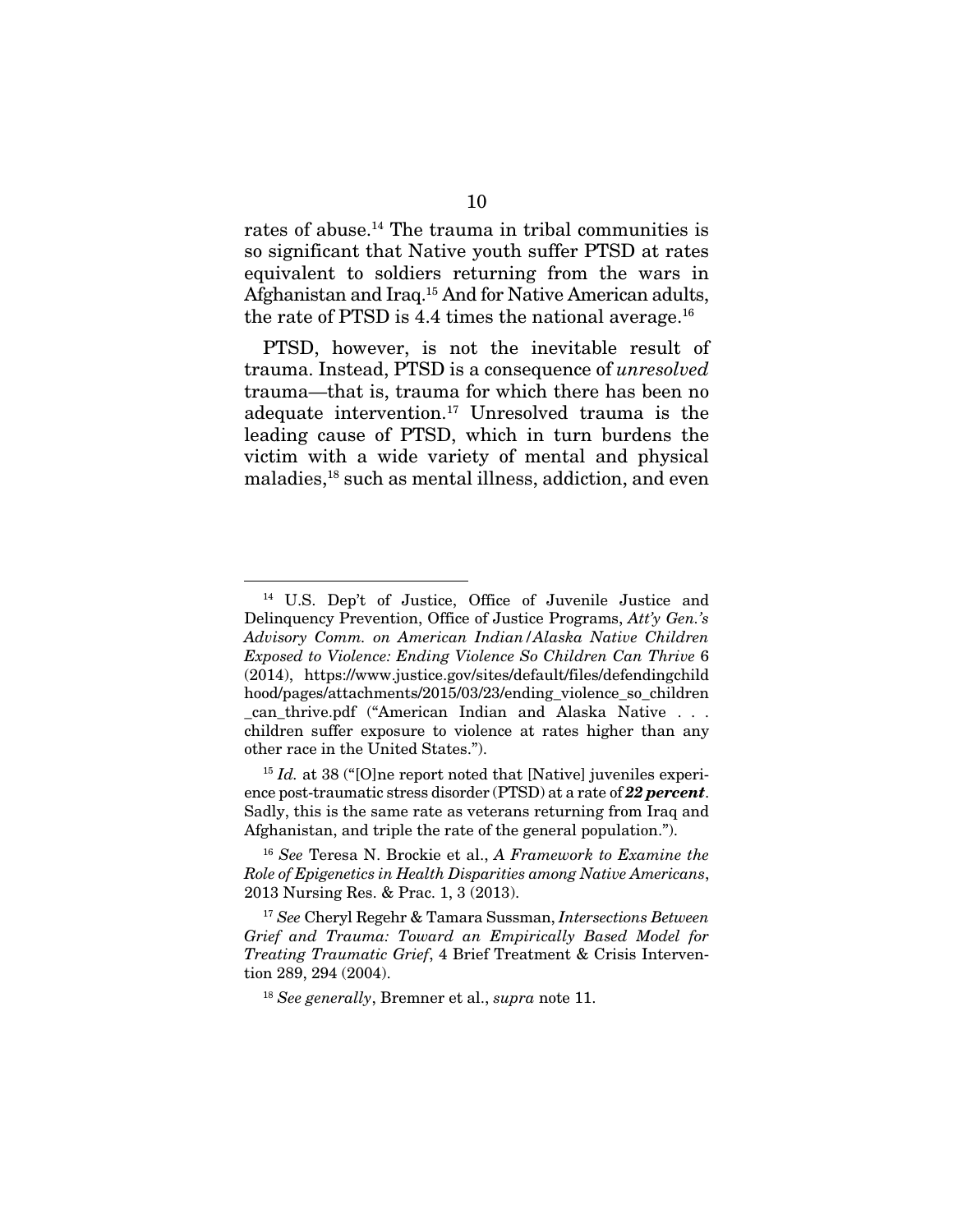rates of abuse.[14] The trauma in tribal communities is so significant that Native youth suffer PTSD at rates equivalent to soldiers returning from the wars in Afghanistan and Iraq.[15] And for Native American adults, the rate of PTSD is 4.4 times the national average.[16]

PTSD, however, is not the inevitable result of trauma. Instead, PTSD is a consequence of *unresolved* trauma—that is, trauma for which there has been no adequate intervention.[17] Unresolved trauma is the leading cause of PTSD, which in turn burdens the victim with a wide variety of mental and physical maladies,[18] such as mental illness, addiction, and even

---

[14] U.S. Dep't of Justice, Office of Juvenile Justice and Delinquency Prevention, Office of Justice Programs, *Att'y Gen.'s Advisory Comm. on American Indian/Alaska Native Children Exposed to Violence: Ending Violence So Children Can Thrive* 6 (2014), https://www.justice.gov/sites/default/files/defendingchildhood/pages/attachments/2015/03/23/ending_violence_so_children_can_thrive.pdf ("American Indian and Alaska Native . . . children suffer exposure to violence at rates higher than any other race in the United States.").

[15] *Id.* at 38 ("[O]ne report noted that [Native] juveniles experience post-traumatic stress disorder (PTSD) at a rate of ***22 percent***. Sadly, this is the same rate as veterans returning from Iraq and Afghanistan, and triple the rate of the general population.").

[16] *See* Teresa N. Brockie et al., *A Framework to Examine the Role of Epigenetics in Health Disparities among Native Americans*, 2013 Nursing Res. & Prac. 1, 3 (2013).

[17] *See* Cheryl Regehr & Tamara Sussman, *Intersections Between Grief and Trauma: Toward an Empirically Based Model for Treating Traumatic Grief*, 4 Brief Treatment & Crisis Intervention 289, 294 (2004).

[18] *See generally*, Bremner et al., *supra* note 11.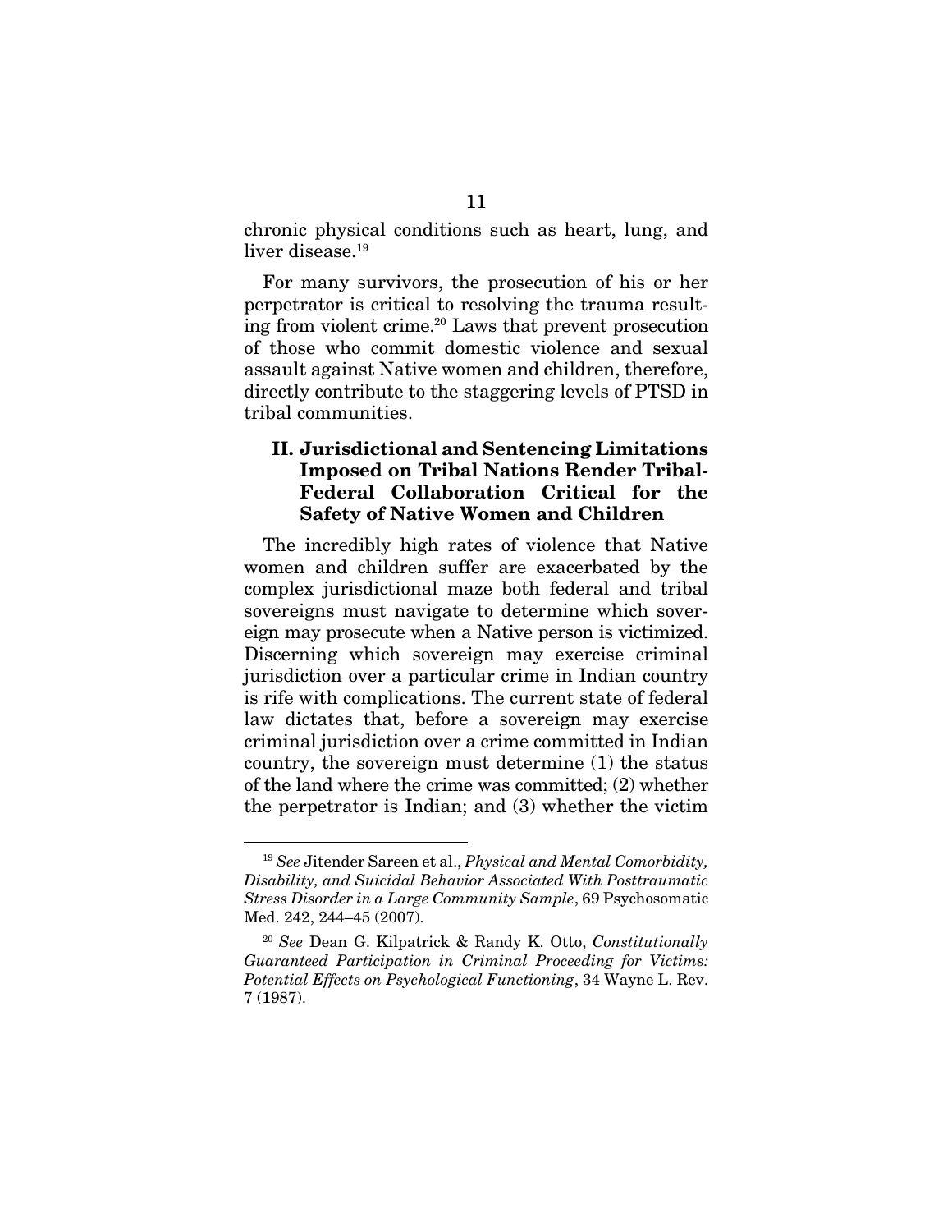chronic physical conditions such as heart, lung, and liver disease.[19]

For many survivors, the prosecution of his or her perpetrator is critical to resolving the trauma resulting from violent crime.[20] Laws that prevent prosecution of those who commit domestic violence and sexual assault against Native women and children, therefore, directly contribute to the staggering levels of PTSD in tribal communities.

## II. Jurisdictional and Sentencing Limitations Imposed on Tribal Nations Render Tribal-Federal Collaboration Critical for the Safety of Native Women and Children

The incredibly high rates of violence that Native women and children suffer are exacerbated by the complex jurisdictional maze both federal and tribal sovereigns must navigate to determine which sovereign may prosecute when a Native person is victimized. Discerning which sovereign may exercise criminal jurisdiction over a particular crime in Indian country is rife with complications. The current state of federal law dictates that, before a sovereign may exercise criminal jurisdiction over a crime committed in Indian country, the sovereign must determine (1) the status of the land where the crime was committed; (2) whether the perpetrator is Indian; and (3) whether the victim

---

[19] *See* Jitender Sareen et al., *Physical and Mental Comorbidity, Disability, and Suicidal Behavior Associated With Posttraumatic Stress Disorder in a Large Community Sample*, 69 Psychosomatic Med. 242, 244–45 (2007).

[20] *See* Dean G. Kilpatrick & Randy K. Otto, *Constitutionally Guaranteed Participation in Criminal Proceeding for Victims: Potential Effects on Psychological Functioning*, 34 Wayne L. Rev. 7 (1987).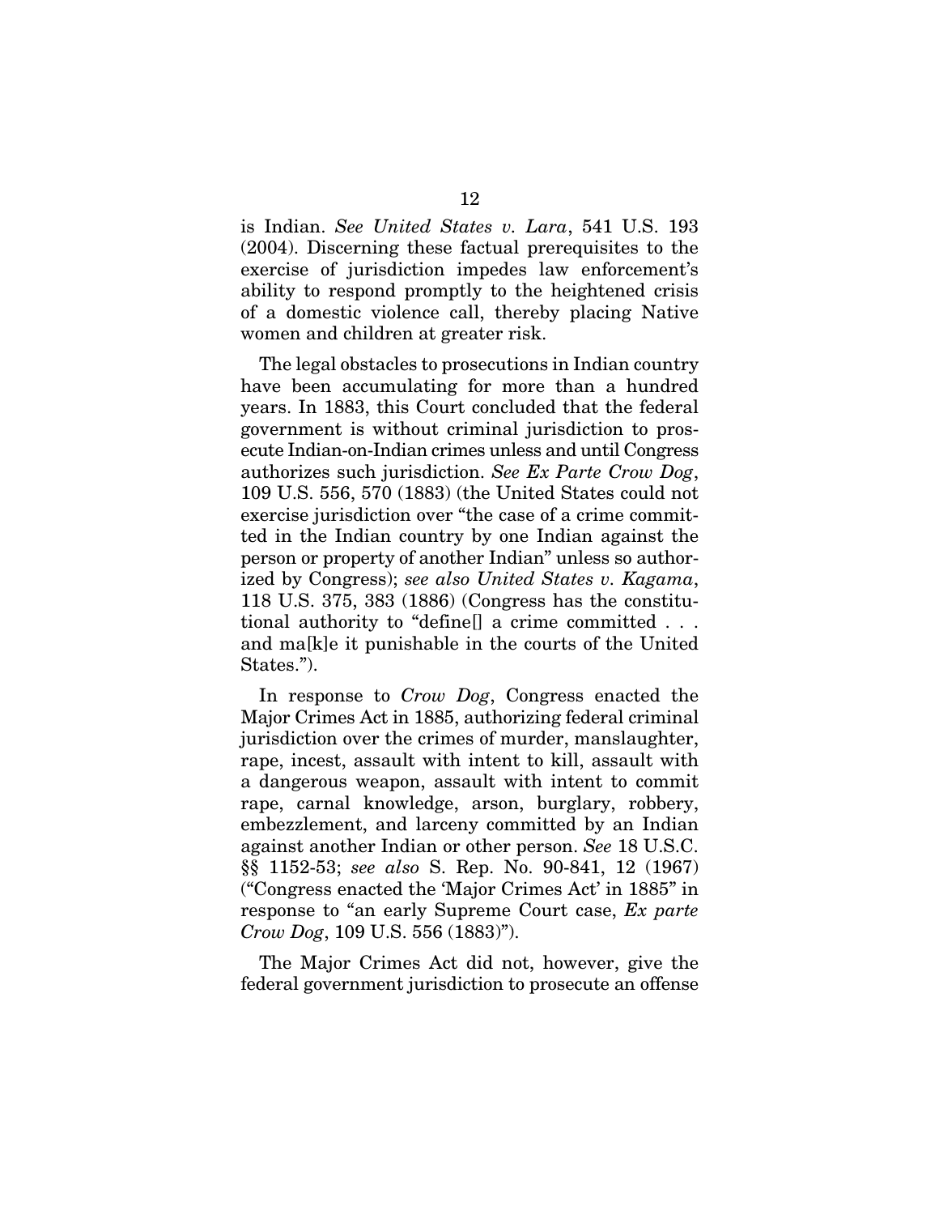is Indian. *See United States v. Lara*, 541 U.S. 193 (2004). Discerning these factual prerequisites to the exercise of jurisdiction impedes law enforcement's ability to respond promptly to the heightened crisis of a domestic violence call, thereby placing Native women and children at greater risk.

The legal obstacles to prosecutions in Indian country have been accumulating for more than a hundred years. In 1883, this Court concluded that the federal government is without criminal jurisdiction to prosecute Indian-on-Indian crimes unless and until Congress authorizes such jurisdiction. *See Ex Parte Crow Dog*, 109 U.S. 556, 570 (1883) (the United States could not exercise jurisdiction over "the case of a crime committed in the Indian country by one Indian against the person or property of another Indian" unless so authorized by Congress); *see also United States v. Kagama*, 118 U.S. 375, 383 (1886) (Congress has the constitutional authority to "define[] a crime committed . . . and ma[k]e it punishable in the courts of the United States.").

In response to *Crow Dog*, Congress enacted the Major Crimes Act in 1885, authorizing federal criminal jurisdiction over the crimes of murder, manslaughter, rape, incest, assault with intent to kill, assault with a dangerous weapon, assault with intent to commit rape, carnal knowledge, arson, burglary, robbery, embezzlement, and larceny committed by an Indian against another Indian or other person. *See* 18 U.S.C. §§ 1152-53; *see also* S. Rep. No. 90-841, 12 (1967) ("Congress enacted the 'Major Crimes Act' in 1885" in response to "an early Supreme Court case, *Ex parte Crow Dog*, 109 U.S. 556 (1883)").

The Major Crimes Act did not, however, give the federal government jurisdiction to prosecute an offense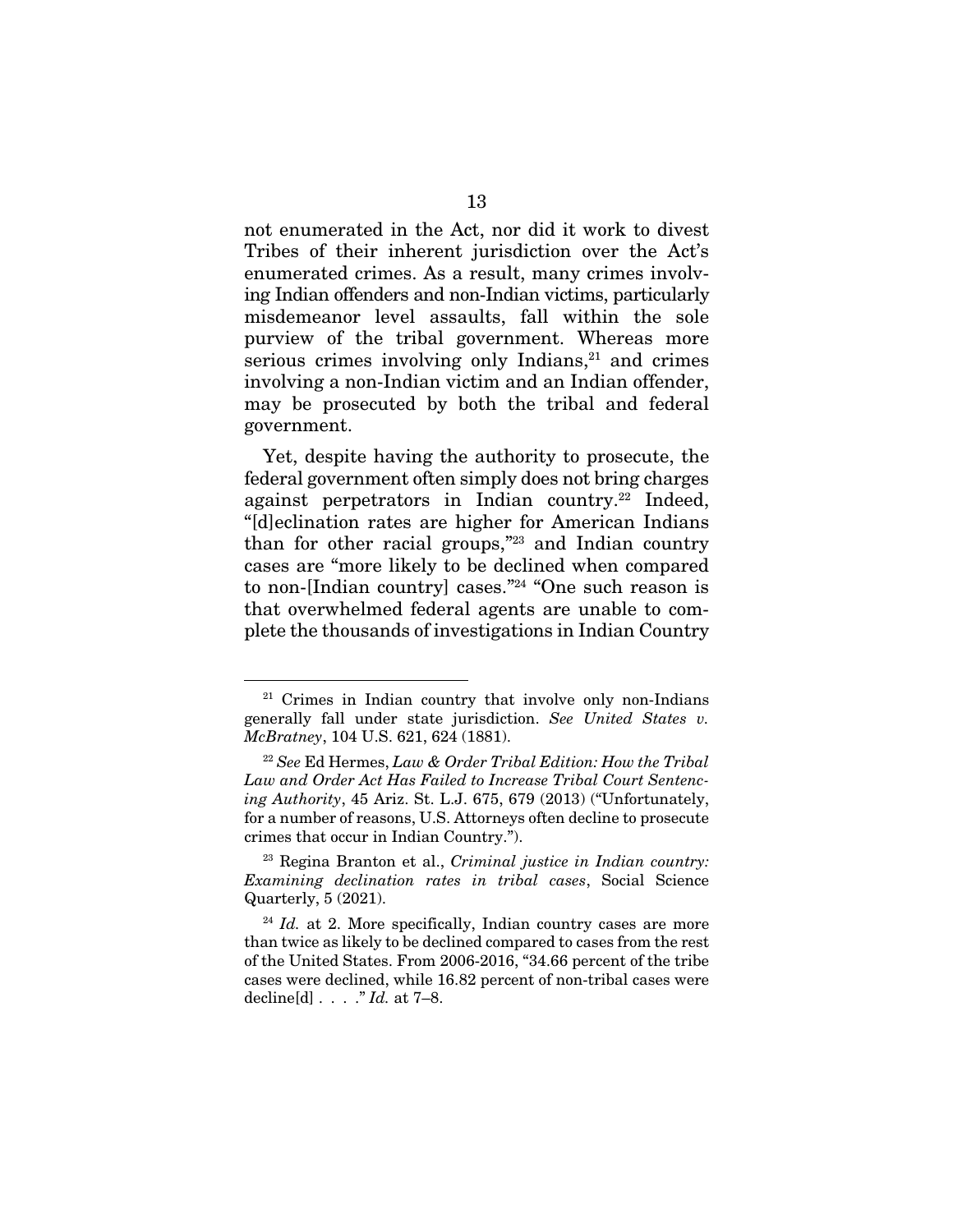not enumerated in the Act, nor did it work to divest Tribes of their inherent jurisdiction over the Act's enumerated crimes. As a result, many crimes involving Indian offenders and non-Indian victims, particularly misdemeanor level assaults, fall within the sole purview of the tribal government. Whereas more serious crimes involving only Indians,[21] and crimes involving a non-Indian victim and an Indian offender, may be prosecuted by both the tribal and federal government.

Yet, despite having the authority to prosecute, the federal government often simply does not bring charges against perpetrators in Indian country.[22] Indeed, "[d]eclination rates are higher for American Indians than for other racial groups,"[23] and Indian country cases are "more likely to be declined when compared to non-[Indian country] cases."[24] "One such reason is that overwhelmed federal agents are unable to complete the thousands of investigations in Indian Country

---

[21] Crimes in Indian country that involve only non-Indians generally fall under state jurisdiction. *See United States v. McBratney*, 104 U.S. 621, 624 (1881).

[22] *See* Ed Hermes, *Law & Order Tribal Edition: How the Tribal Law and Order Act Has Failed to Increase Tribal Court Sentencing Authority*, 45 Ariz. St. L.J. 675, 679 (2013) ("Unfortunately, for a number of reasons, U.S. Attorneys often decline to prosecute crimes that occur in Indian Country.").

[23] Regina Branton et al., *Criminal justice in Indian country: Examining declination rates in tribal cases*, Social Science Quarterly, 5 (2021).

[24] *Id.* at 2. More specifically, Indian country cases are more than twice as likely to be declined compared to cases from the rest of the United States. From 2006-2016, "34.66 percent of the tribe cases were declined, while 16.82 percent of non-tribal cases were decline[d] . . . ." *Id.* at 7–8.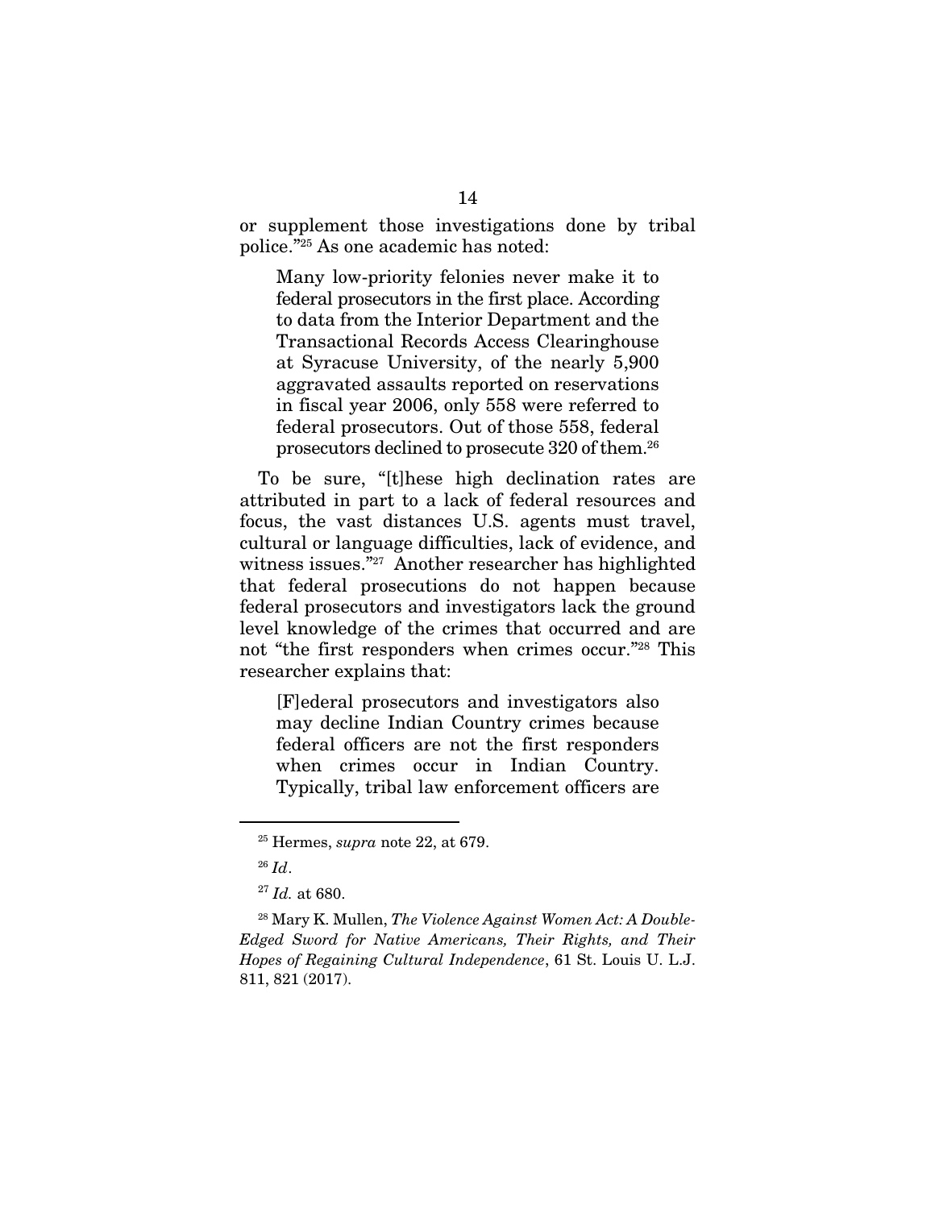or supplement those investigations done by tribal police."[25] As one academic has noted:

> Many low-priority felonies never make it to federal prosecutors in the first place. According to data from the Interior Department and the Transactional Records Access Clearinghouse at Syracuse University, of the nearly 5,900 aggravated assaults reported on reservations in fiscal year 2006, only 558 were referred to federal prosecutors. Out of those 558, federal prosecutors declined to prosecute 320 of them.[26]

To be sure, "[t]hese high declination rates are attributed in part to a lack of federal resources and focus, the vast distances U.S. agents must travel, cultural or language difficulties, lack of evidence, and witness issues."[27] Another researcher has highlighted that federal prosecutions do not happen because federal prosecutors and investigators lack the ground level knowledge of the crimes that occurred and are not "the first responders when crimes occur."[28] This researcher explains that:

> [F]ederal prosecutors and investigators also may decline Indian Country crimes because federal officers are not the first responders when crimes occur in Indian Country. Typically, tribal law enforcement officers are

---

[25] Hermes, *supra* note 22, at 679.

[26] *Id*.

[27] *Id.* at 680.

[28] Mary K. Mullen, *The Violence Against Women Act: A Double-Edged Sword for Native Americans, Their Rights, and Their Hopes of Regaining Cultural Independence*, 61 St. Louis U. L.J. 811, 821 (2017).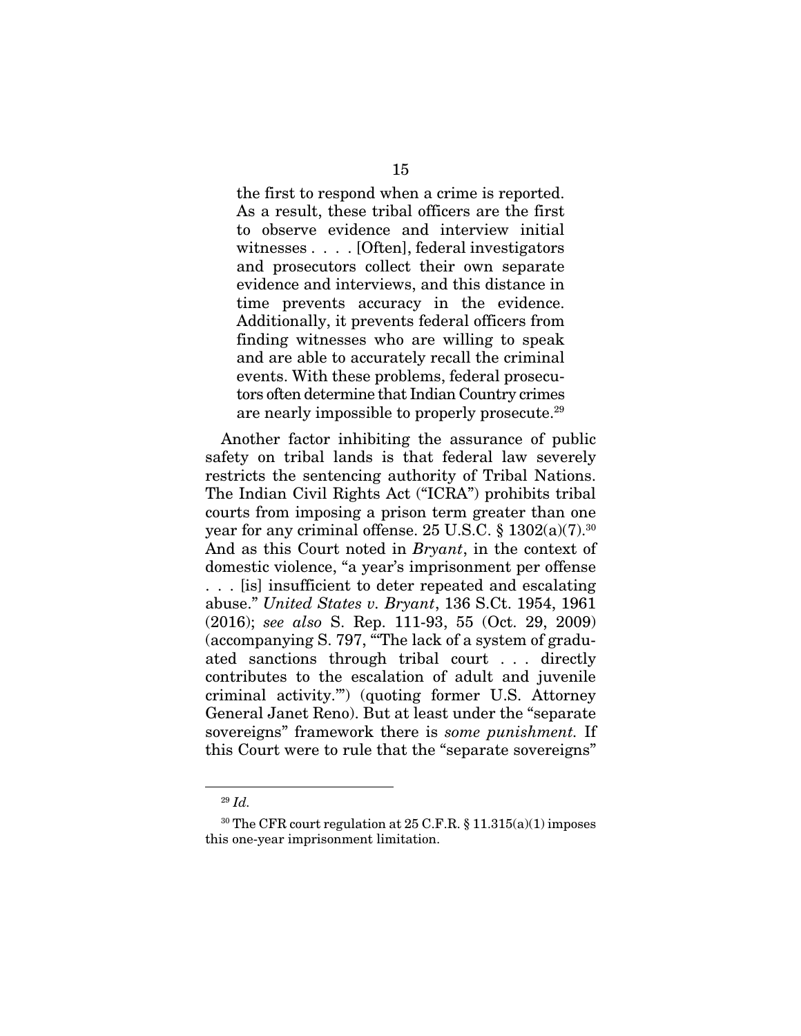> the first to respond when a crime is reported. As a result, these tribal officers are the first to observe evidence and interview initial witnesses . . . . [Often], federal investigators and prosecutors collect their own separate evidence and interviews, and this distance in time prevents accuracy in the evidence. Additionally, it prevents federal officers from finding witnesses who are willing to speak and are able to accurately recall the criminal events. With these problems, federal prosecutors often determine that Indian Country crimes are nearly impossible to properly prosecute.[29]

Another factor inhibiting the assurance of public safety on tribal lands is that federal law severely restricts the sentencing authority of Tribal Nations. The Indian Civil Rights Act ("ICRA") prohibits tribal courts from imposing a prison term greater than one year for any criminal offense. 25 U.S.C. § 1302(a)(7).[30] And as this Court noted in *Bryant*, in the context of domestic violence, "a year's imprisonment per offense . . . [is] insufficient to deter repeated and escalating abuse." *United States v. Bryant*, 136 S.Ct. 1954, 1961 (2016); *see also* S. Rep. 111-93, 55 (Oct. 29, 2009) (accompanying S. 797, "'The lack of a system of graduated sanctions through tribal court . . . directly contributes to the escalation of adult and juvenile criminal activity.'") (quoting former U.S. Attorney General Janet Reno). But at least under the "separate sovereigns" framework there is *some punishment.* If this Court were to rule that the "separate sovereigns"

---

[29] *Id.*

[30] The CFR court regulation at 25 C.F.R. § 11.315(a)(1) imposes this one-year imprisonment limitation.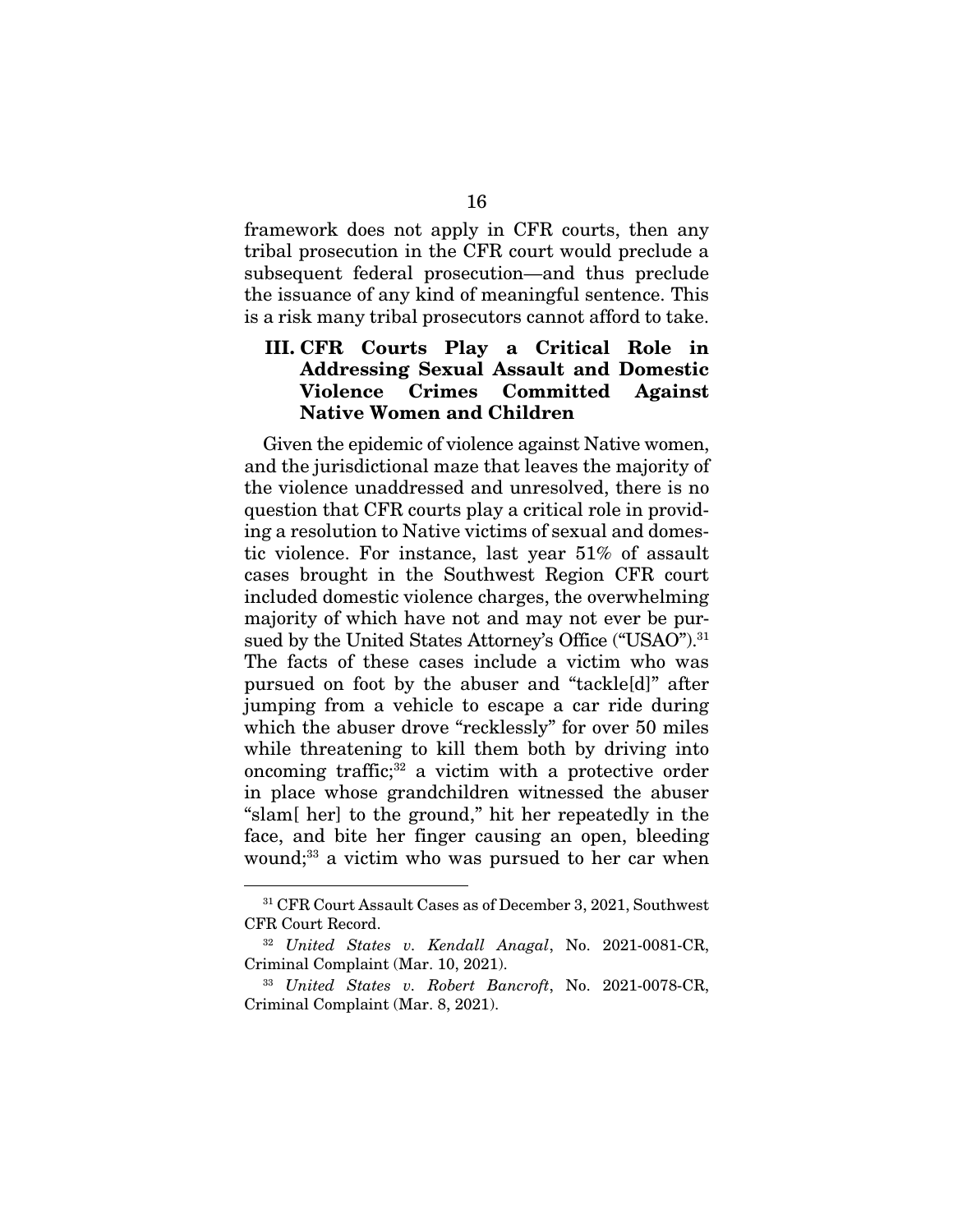framework does not apply in CFR courts, then any tribal prosecution in the CFR court would preclude a subsequent federal prosecution—and thus preclude the issuance of any kind of meaningful sentence. This is a risk many tribal prosecutors cannot afford to take.

## III. CFR Courts Play a Critical Role in Addressing Sexual Assault and Domestic Violence Crimes Committed Against Native Women and Children

Given the epidemic of violence against Native women, and the jurisdictional maze that leaves the majority of the violence unaddressed and unresolved, there is no question that CFR courts play a critical role in providing a resolution to Native victims of sexual and domestic violence. For instance, last year 51% of assault cases brought in the Southwest Region CFR court included domestic violence charges, the overwhelming majority of which have not and may not ever be pursued by the United States Attorney's Office ("USAO").[31] The facts of these cases include a victim who was pursued on foot by the abuser and "tackle[d]" after jumping from a vehicle to escape a car ride during which the abuser drove "recklessly" for over 50 miles while threatening to kill them both by driving into oncoming traffic;[32] a victim with a protective order in place whose grandchildren witnessed the abuser "slam[ her] to the ground," hit her repeatedly in the face, and bite her finger causing an open, bleeding wound;[33] a victim who was pursued to her car when

---

[31] CFR Court Assault Cases as of December 3, 2021, Southwest CFR Court Record.

[32] *United States v. Kendall Anagal*, No. 2021-0081-CR, Criminal Complaint (Mar. 10, 2021).

[33] *United States v. Robert Bancroft*, No. 2021-0078-CR, Criminal Complaint (Mar. 8, 2021).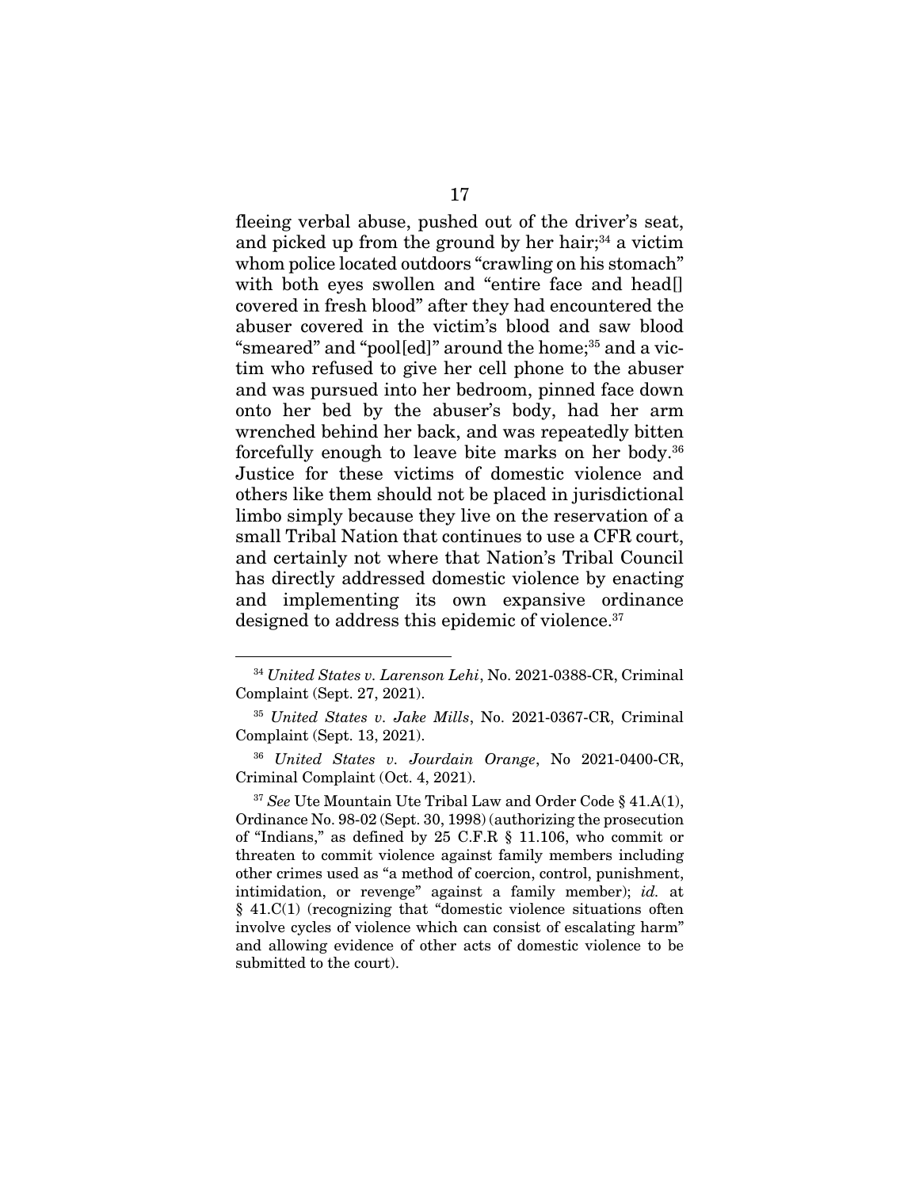fleeing verbal abuse, pushed out of the driver's seat, and picked up from the ground by her hair;[34] a victim whom police located outdoors "crawling on his stomach" with both eyes swollen and "entire face and head[] covered in fresh blood" after they had encountered the abuser covered in the victim's blood and saw blood "smeared" and "pool[ed]" around the home;[35] and a victim who refused to give her cell phone to the abuser and was pursued into her bedroom, pinned face down onto her bed by the abuser's body, had her arm wrenched behind her back, and was repeatedly bitten forcefully enough to leave bite marks on her body.[36] Justice for these victims of domestic violence and others like them should not be placed in jurisdictional limbo simply because they live on the reservation of a small Tribal Nation that continues to use a CFR court, and certainly not where that Nation's Tribal Council has directly addressed domestic violence by enacting and implementing its own expansive ordinance designed to address this epidemic of violence.[37]

---

[34] *United States v. Larenson Lehi*, No. 2021-0388-CR, Criminal Complaint (Sept. 27, 2021).

[35] *United States v. Jake Mills*, No. 2021-0367-CR, Criminal Complaint (Sept. 13, 2021).

[36] *United States v. Jourdain Orange*, No 2021-0400-CR, Criminal Complaint (Oct. 4, 2021).

[37] *See* Ute Mountain Ute Tribal Law and Order Code § 41.A(1), Ordinance No. 98-02 (Sept. 30, 1998) (authorizing the prosecution of "Indians," as defined by 25 C.F.R § 11.106, who commit or threaten to commit violence against family members including other crimes used as "a method of coercion, control, punishment, intimidation, or revenge" against a family member); *id.* at § 41.C(1) (recognizing that "domestic violence situations often involve cycles of violence which can consist of escalating harm" and allowing evidence of other acts of domestic violence to be submitted to the court).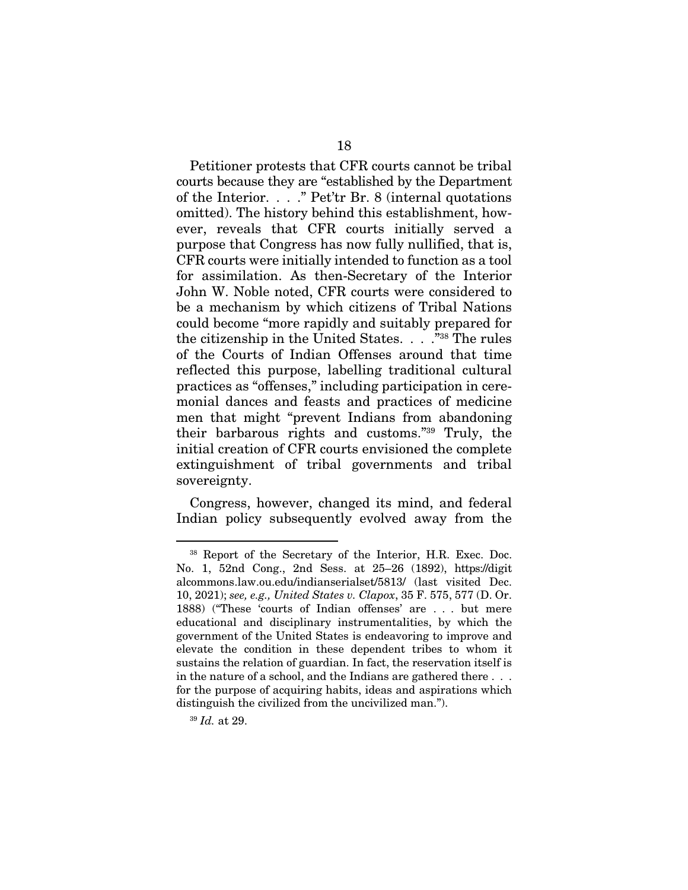Petitioner protests that CFR courts cannot be tribal courts because they are "established by the Department of the Interior. . . ." Pet'tr Br. 8 (internal quotations omitted). The history behind this establishment, however, reveals that CFR courts initially served a purpose that Congress has now fully nullified, that is, CFR courts were initially intended to function as a tool for assimilation. As then-Secretary of the Interior John W. Noble noted, CFR courts were considered to be a mechanism by which citizens of Tribal Nations could become "more rapidly and suitably prepared for the citizenship in the United States. . . ."[38] The rules of the Courts of Indian Offenses around that time reflected this purpose, labelling traditional cultural practices as "offenses," including participation in ceremonial dances and feasts and practices of medicine men that might "prevent Indians from abandoning their barbarous rights and customs."[39] Truly, the initial creation of CFR courts envisioned the complete extinguishment of tribal governments and tribal sovereignty.

Congress, however, changed its mind, and federal Indian policy subsequently evolved away from the

---

[38] Report of the Secretary of the Interior, H.R. Exec. Doc. No. 1, 52nd Cong., 2nd Sess. at 25–26 (1892), https://digitalcommons.law.ou.edu/indianserialset/5813/ (last visited Dec. 10, 2021); *see, e.g., United States v. Clapox*, 35 F. 575, 577 (D. Or. 1888) ("These 'courts of Indian offenses' are . . . but mere educational and disciplinary instrumentalities, by which the government of the United States is endeavoring to improve and elevate the condition in these dependent tribes to whom it sustains the relation of guardian. In fact, the reservation itself is in the nature of a school, and the Indians are gathered there . . . for the purpose of acquiring habits, ideas and aspirations which distinguish the civilized from the uncivilized man.").

[39] *Id.* at 29.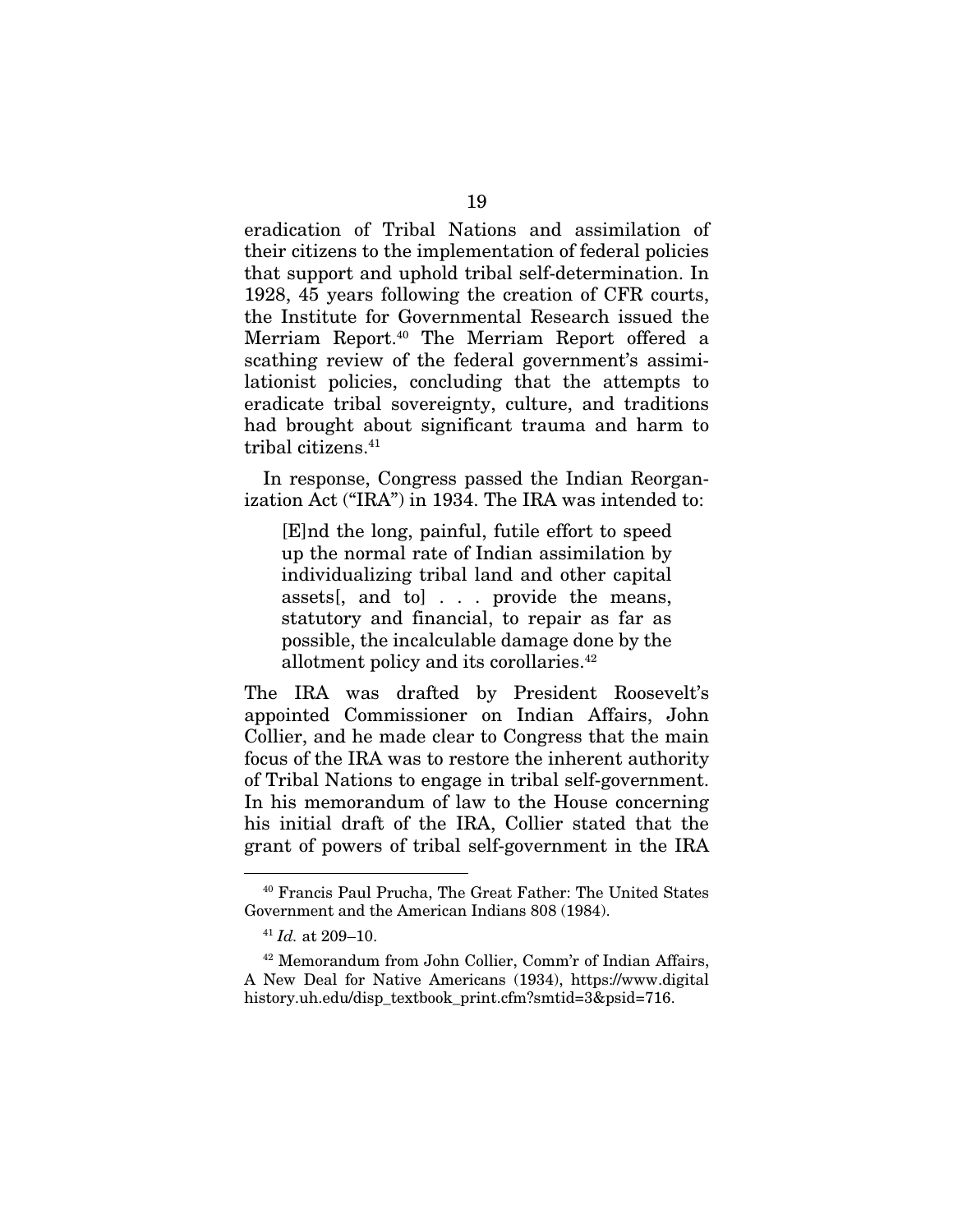eradication of Tribal Nations and assimilation of their citizens to the implementation of federal policies that support and uphold tribal self-determination. In 1928, 45 years following the creation of CFR courts, the Institute for Governmental Research issued the Merriam Report.[40] The Merriam Report offered a scathing review of the federal government's assimilationist policies, concluding that the attempts to eradicate tribal sovereignty, culture, and traditions had brought about significant trauma and harm to tribal citizens.[41]

In response, Congress passed the Indian Reorganization Act ("IRA") in 1934. The IRA was intended to:

> [E]nd the long, painful, futile effort to speed up the normal rate of Indian assimilation by individualizing tribal land and other capital assets[, and to] . . . provide the means, statutory and financial, to repair as far as possible, the incalculable damage done by the allotment policy and its corollaries.[42]

The IRA was drafted by President Roosevelt's appointed Commissioner on Indian Affairs, John Collier, and he made clear to Congress that the main focus of the IRA was to restore the inherent authority of Tribal Nations to engage in tribal self-government. In his memorandum of law to the House concerning his initial draft of the IRA, Collier stated that the grant of powers of tribal self-government in the IRA

---

[40] Francis Paul Prucha, The Great Father: The United States Government and the American Indians 808 (1984).

[41] *Id.* at 209–10.

[42] Memorandum from John Collier, Comm'r of Indian Affairs, A New Deal for Native Americans (1934), https://www.digitalhistory.uh.edu/disp_textbook_print.cfm?smtid=3&psid=716.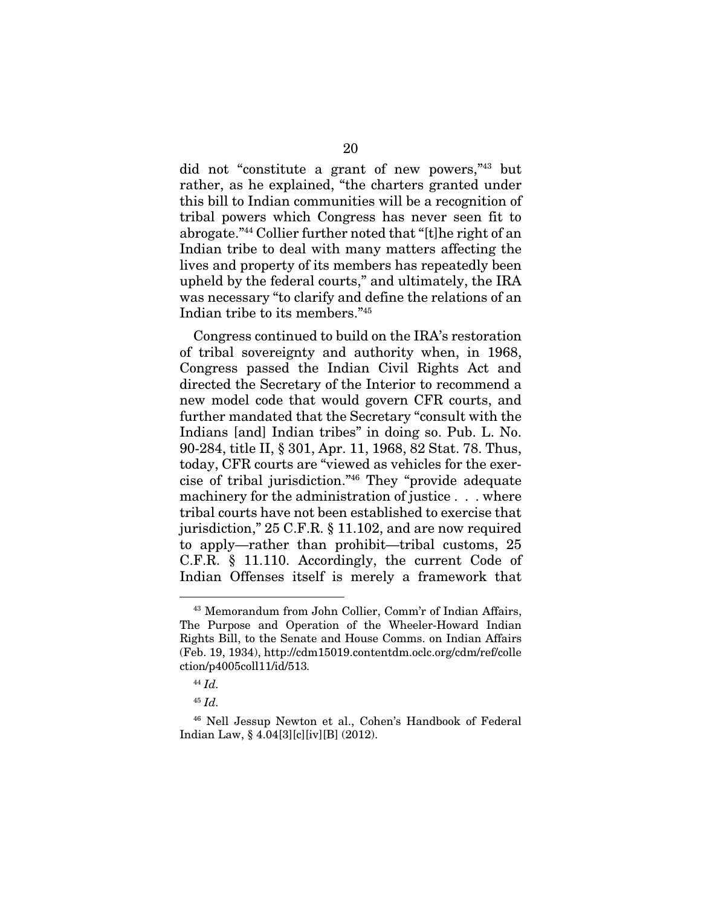did not "constitute a grant of new powers,"[43] but rather, as he explained, "the charters granted under this bill to Indian communities will be a recognition of tribal powers which Congress has never seen fit to abrogate."[44] Collier further noted that "[t]he right of an Indian tribe to deal with many matters affecting the lives and property of its members has repeatedly been upheld by the federal courts," and ultimately, the IRA was necessary "to clarify and define the relations of an Indian tribe to its members."[45]

Congress continued to build on the IRA's restoration of tribal sovereignty and authority when, in 1968, Congress passed the Indian Civil Rights Act and directed the Secretary of the Interior to recommend a new model code that would govern CFR courts, and further mandated that the Secretary "consult with the Indians [and] Indian tribes" in doing so. Pub. L. No. 90-284, title II, § 301, Apr. 11, 1968, 82 Stat. 78. Thus, today, CFR courts are "viewed as vehicles for the exercise of tribal jurisdiction."[46] They "provide adequate machinery for the administration of justice . . . where tribal courts have not been established to exercise that jurisdiction," 25 C.F.R. § 11.102, and are now required to apply—rather than prohibit—tribal customs, 25 C.F.R. § 11.110. Accordingly, the current Code of Indian Offenses itself is merely a framework that

---

[43] Memorandum from John Collier, Comm'r of Indian Affairs, The Purpose and Operation of the Wheeler-Howard Indian Rights Bill, to the Senate and House Comms. on Indian Affairs (Feb. 19, 1934), http://cdm15019.contentdm.oclc.org/cdm/ref/collection/p4005coll11/id/513.

[44] *Id.*

[45] *Id.*

[46] Nell Jessup Newton et al., Cohen's Handbook of Federal Indian Law, § 4.04[3][c][iv][B] (2012).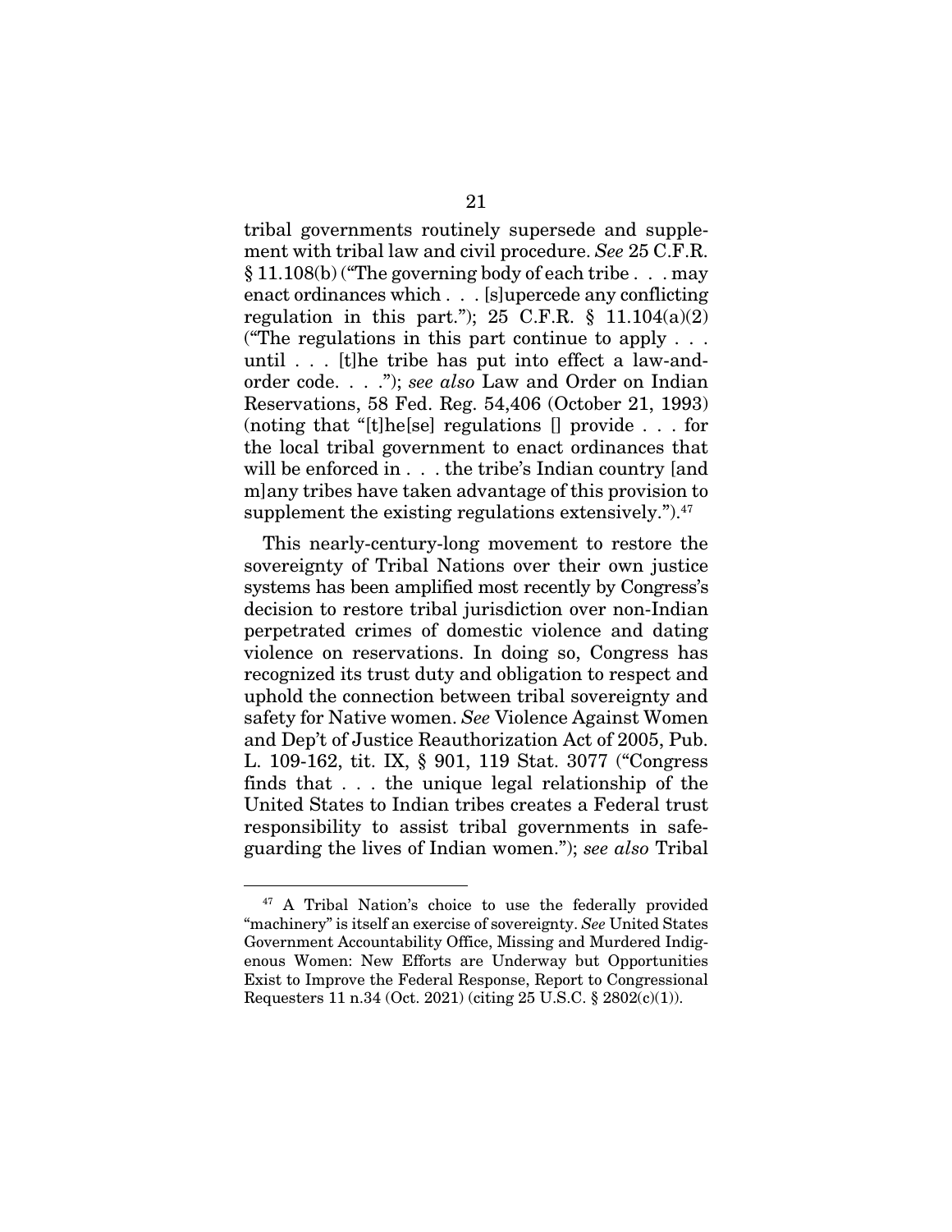tribal governments routinely supersede and supplement with tribal law and civil procedure. *See* 25 C.F.R. § 11.108(b) ("The governing body of each tribe . . . may enact ordinances which . . . [s]upercede any conflicting regulation in this part."); 25 C.F.R. § 11.104(a)(2) ("The regulations in this part continue to apply . . . until . . . [t]he tribe has put into effect a law-and-order code. . . ."); *see also* Law and Order on Indian Reservations, 58 Fed. Reg. 54,406 (October 21, 1993) (noting that "[t]he[se] regulations [] provide . . . for the local tribal government to enact ordinances that will be enforced in . . . the tribe's Indian country [and m]any tribes have taken advantage of this provision to supplement the existing regulations extensively.").[47]

This nearly-century-long movement to restore the sovereignty of Tribal Nations over their own justice systems has been amplified most recently by Congress's decision to restore tribal jurisdiction over non-Indian perpetrated crimes of domestic violence and dating violence on reservations. In doing so, Congress has recognized its trust duty and obligation to respect and uphold the connection between tribal sovereignty and safety for Native women. *See* Violence Against Women and Dep't of Justice Reauthorization Act of 2005, Pub. L. 109-162, tit. IX, § 901, 119 Stat. 3077 ("Congress finds that . . . the unique legal relationship of the United States to Indian tribes creates a Federal trust responsibility to assist tribal governments in safeguarding the lives of Indian women."); *see also* Tribal

---

[47] A Tribal Nation's choice to use the federally provided "machinery" is itself an exercise of sovereignty. *See* United States Government Accountability Office, Missing and Murdered Indigenous Women: New Efforts are Underway but Opportunities Exist to Improve the Federal Response, Report to Congressional Requesters 11 n.34 (Oct. 2021) (citing 25 U.S.C. § 2802(c)(1)).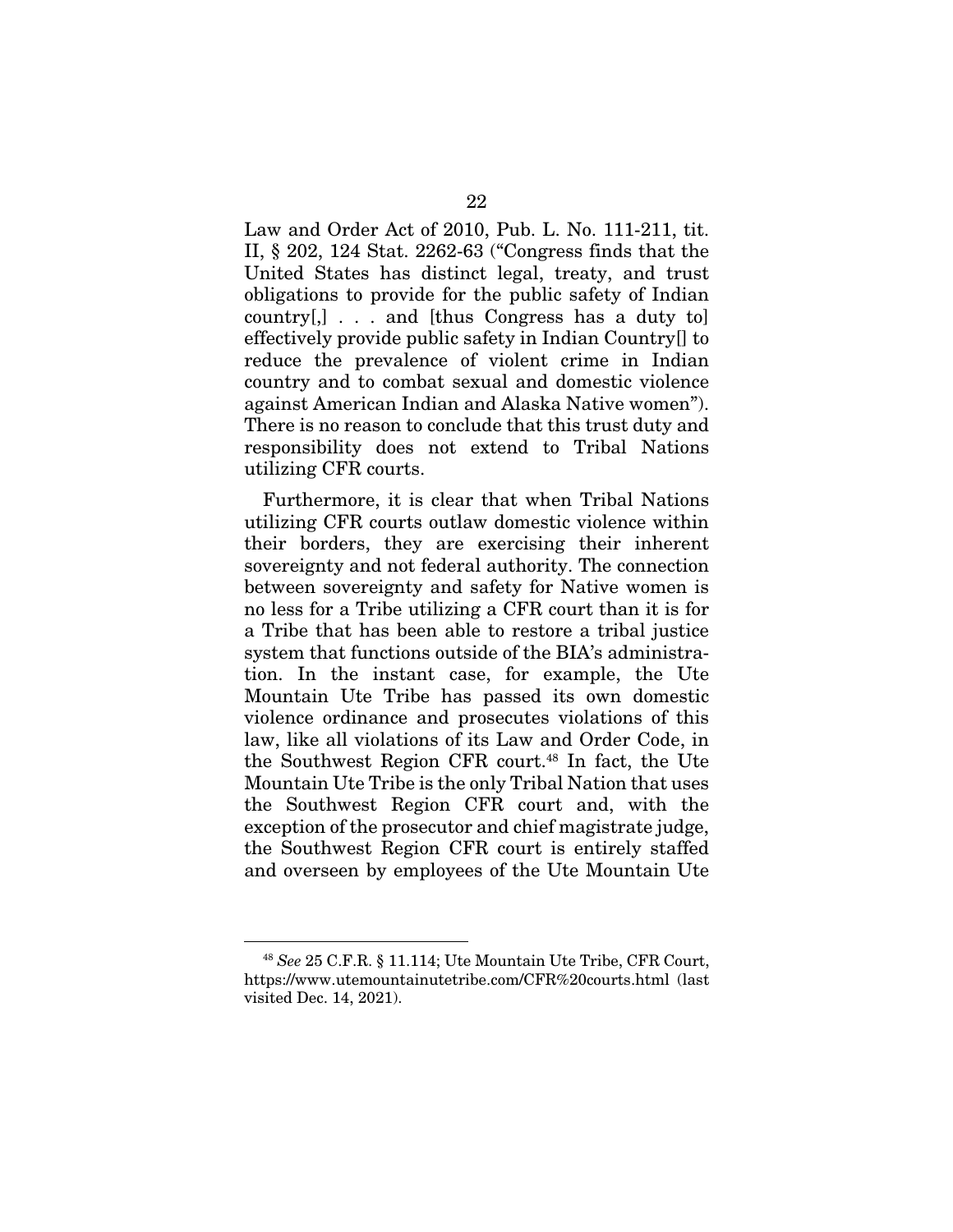Law and Order Act of 2010, Pub. L. No. 111-211, tit. II, § 202, 124 Stat. 2262-63 ("Congress finds that the United States has distinct legal, treaty, and trust obligations to provide for the public safety of Indian country[,] . . . and [thus Congress has a duty to] effectively provide public safety in Indian Country[] to reduce the prevalence of violent crime in Indian country and to combat sexual and domestic violence against American Indian and Alaska Native women"). There is no reason to conclude that this trust duty and responsibility does not extend to Tribal Nations utilizing CFR courts.

Furthermore, it is clear that when Tribal Nations utilizing CFR courts outlaw domestic violence within their borders, they are exercising their inherent sovereignty and not federal authority. The connection between sovereignty and safety for Native women is no less for a Tribe utilizing a CFR court than it is for a Tribe that has been able to restore a tribal justice system that functions outside of the BIA's administration. In the instant case, for example, the Ute Mountain Ute Tribe has passed its own domestic violence ordinance and prosecutes violations of this law, like all violations of its Law and Order Code, in the Southwest Region CFR court.[48] In fact, the Ute Mountain Ute Tribe is the only Tribal Nation that uses the Southwest Region CFR court and, with the exception of the prosecutor and chief magistrate judge, the Southwest Region CFR court is entirely staffed and overseen by employees of the Ute Mountain Ute

---

[48] *See* 25 C.F.R. § 11.114; Ute Mountain Ute Tribe, CFR Court, https://www.utemountainutetribe.com/CFR%20courts.html (last visited Dec. 14, 2021).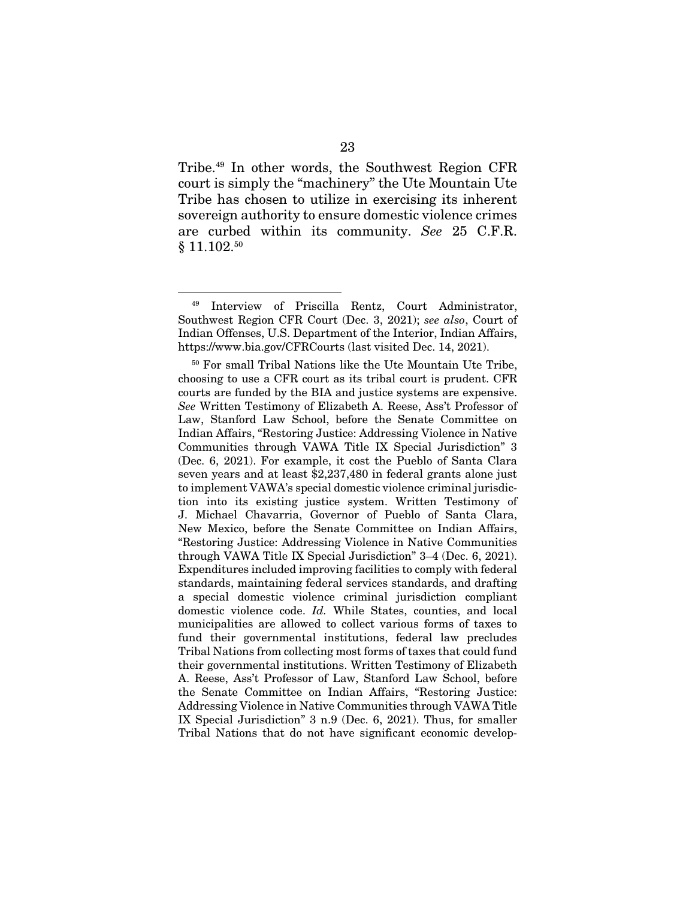Tribe.[49] In other words, the Southwest Region CFR court is simply the "machinery" the Ute Mountain Ute Tribe has chosen to utilize in exercising its inherent sovereign authority to ensure domestic violence crimes are curbed within its community. *See* 25 C.F.R. § 11.102.[50]

---

[49] Interview of Priscilla Rentz, Court Administrator, Southwest Region CFR Court (Dec. 3, 2021); *see also*, Court of Indian Offenses, U.S. Department of the Interior, Indian Affairs, https://www.bia.gov/CFRCourts (last visited Dec. 14, 2021).

[50] For small Tribal Nations like the Ute Mountain Ute Tribe, choosing to use a CFR court as its tribal court is prudent. CFR courts are funded by the BIA and justice systems are expensive. *See* Written Testimony of Elizabeth A. Reese, Ass't Professor of Law, Stanford Law School, before the Senate Committee on Indian Affairs, "Restoring Justice: Addressing Violence in Native Communities through VAWA Title IX Special Jurisdiction" 3 (Dec. 6, 2021). For example, it cost the Pueblo of Santa Clara seven years and at least $2,237,480 in federal grants alone just to implement VAWA's special domestic violence criminal jurisdiction into its existing justice system. Written Testimony of J. Michael Chavarria, Governor of Pueblo of Santa Clara, New Mexico, before the Senate Committee on Indian Affairs, "Restoring Justice: Addressing Violence in Native Communities through VAWA Title IX Special Jurisdiction" 3–4 (Dec. 6, 2021). Expenditures included improving facilities to comply with federal standards, maintaining federal services standards, and drafting a special domestic violence criminal jurisdiction compliant domestic violence code. *Id.* While States, counties, and local municipalities are allowed to collect various forms of taxes to fund their governmental institutions, federal law precludes Tribal Nations from collecting most forms of taxes that could fund their governmental institutions. Written Testimony of Elizabeth A. Reese, Ass't Professor of Law, Stanford Law School, before the Senate Committee on Indian Affairs, "Restoring Justice: Addressing Violence in Native Communities through VAWA Title IX Special Jurisdiction" 3 n.9 (Dec. 6, 2021). Thus, for smaller Tribal Nations that do not have significant economic develop-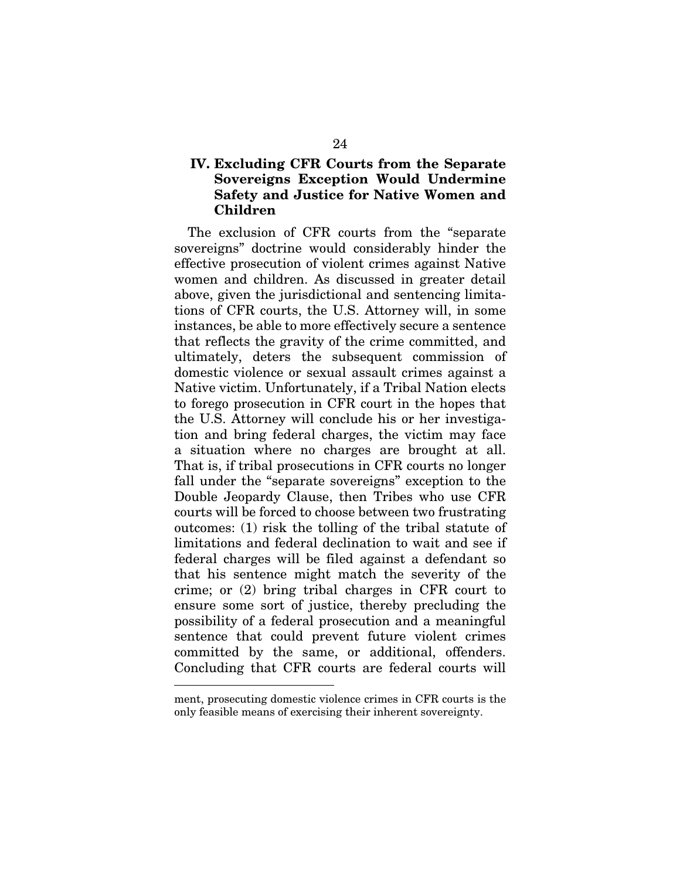## IV. Excluding CFR Courts from the Separate Sovereigns Exception Would Undermine Safety and Justice for Native Women and Children

The exclusion of CFR courts from the "separate sovereigns" doctrine would considerably hinder the effective prosecution of violent crimes against Native women and children. As discussed in greater detail above, given the jurisdictional and sentencing limitations of CFR courts, the U.S. Attorney will, in some instances, be able to more effectively secure a sentence that reflects the gravity of the crime committed, and ultimately, deters the subsequent commission of domestic violence or sexual assault crimes against a Native victim. Unfortunately, if a Tribal Nation elects to forego prosecution in CFR court in the hopes that the U.S. Attorney will conclude his or her investigation and bring federal charges, the victim may face a situation where no charges are brought at all. That is, if tribal prosecutions in CFR courts no longer fall under the "separate sovereigns" exception to the Double Jeopardy Clause, then Tribes who use CFR courts will be forced to choose between two frustrating outcomes: (1) risk the tolling of the tribal statute of limitations and federal declination to wait and see if federal charges will be filed against a defendant so that his sentence might match the severity of the crime; or (2) bring tribal charges in CFR court to ensure some sort of justice, thereby precluding the possibility of a federal prosecution and a meaningful sentence that could prevent future violent crimes committed by the same, or additional, offenders. Concluding that CFR courts are federal courts will

---

ment, prosecuting domestic violence crimes in CFR courts is the only feasible means of exercising their inherent sovereignty.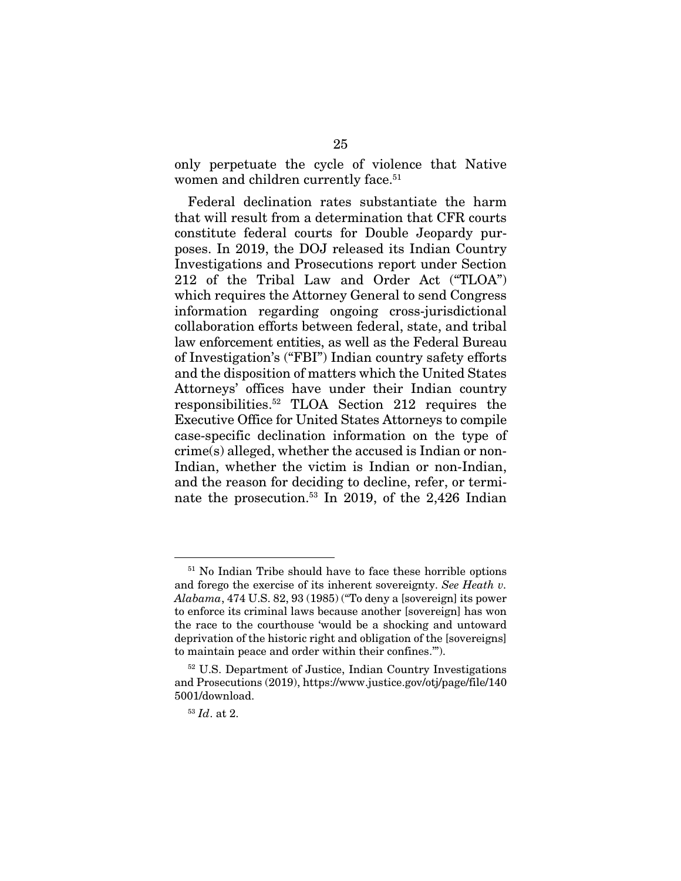only perpetuate the cycle of violence that Native women and children currently face.[51]

Federal declination rates substantiate the harm that will result from a determination that CFR courts constitute federal courts for Double Jeopardy purposes. In 2019, the DOJ released its Indian Country Investigations and Prosecutions report under Section 212 of the Tribal Law and Order Act ("TLOA") which requires the Attorney General to send Congress information regarding ongoing cross-jurisdictional collaboration efforts between federal, state, and tribal law enforcement entities, as well as the Federal Bureau of Investigation's ("FBI") Indian country safety efforts and the disposition of matters which the United States Attorneys' offices have under their Indian country responsibilities.[52] TLOA Section 212 requires the Executive Office for United States Attorneys to compile case-specific declination information on the type of crime(s) alleged, whether the accused is Indian or non-Indian, whether the victim is Indian or non-Indian, and the reason for deciding to decline, refer, or terminate the prosecution.[53] In 2019, of the 2,426 Indian

---

[51] No Indian Tribe should have to face these horrible options and forego the exercise of its inherent sovereignty. *See Heath v. Alabama*, 474 U.S. 82, 93 (1985) ("To deny a [sovereign] its power to enforce its criminal laws because another [sovereign] has won the race to the courthouse 'would be a shocking and untoward deprivation of the historic right and obligation of the [sovereigns] to maintain peace and order within their confines.'").

[52] U.S. Department of Justice, Indian Country Investigations and Prosecutions (2019), https://www.justice.gov/otj/page/file/1405001/download.

[53] *Id*. at 2.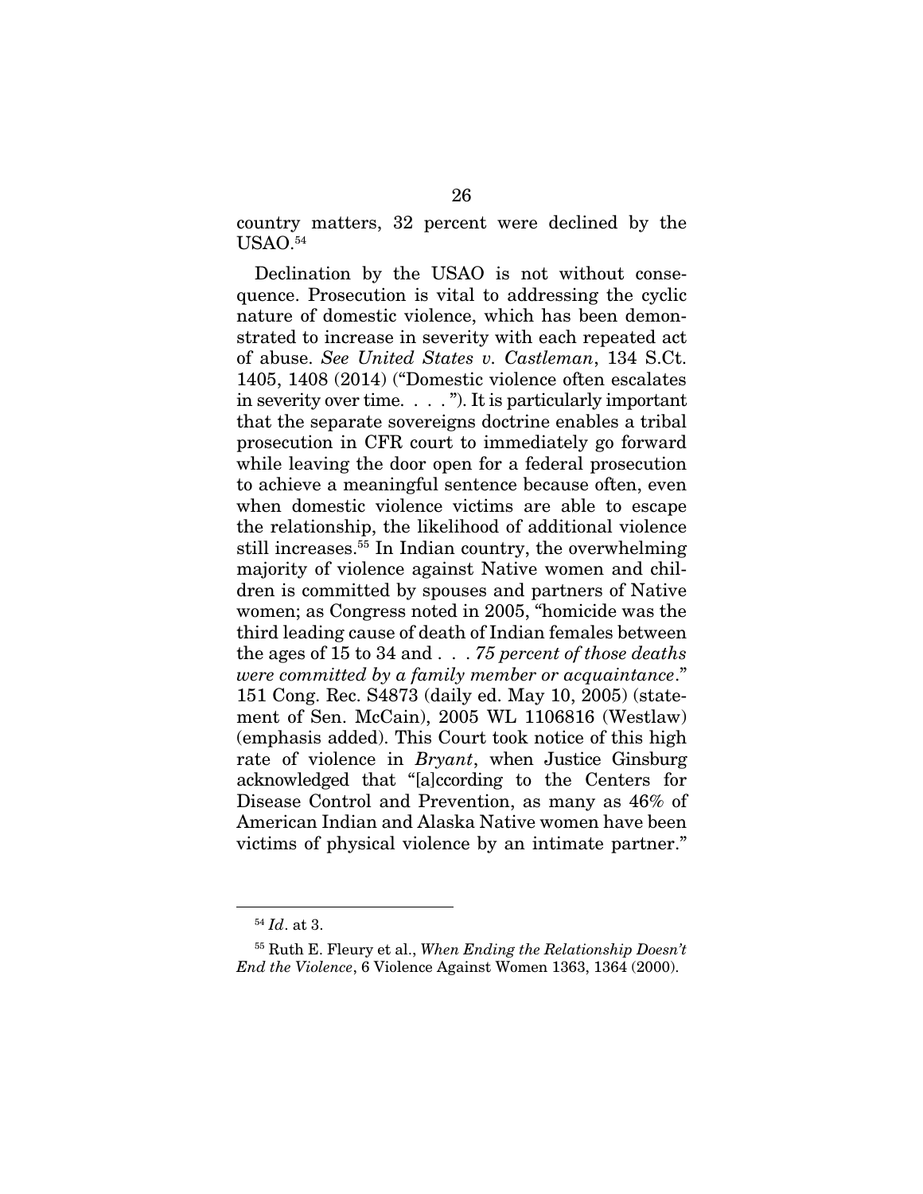country matters, 32 percent were declined by the USAO.[54]

Declination by the USAO is not without consequence. Prosecution is vital to addressing the cyclic nature of domestic violence, which has been demonstrated to increase in severity with each repeated act of abuse. *See United States v. Castleman*, 134 S.Ct. 1405, 1408 (2014) ("Domestic violence often escalates in severity over time. . . . "). It is particularly important that the separate sovereigns doctrine enables a tribal prosecution in CFR court to immediately go forward while leaving the door open for a federal prosecution to achieve a meaningful sentence because often, even when domestic violence victims are able to escape the relationship, the likelihood of additional violence still increases.[55] In Indian country, the overwhelming majority of violence against Native women and children is committed by spouses and partners of Native women; as Congress noted in 2005, "homicide was the third leading cause of death of Indian females between the ages of 15 to 34 and . . . *75 percent of those deaths were committed by a family member or acquaintance*." 151 Cong. Rec. S4873 (daily ed. May 10, 2005) (statement of Sen. McCain), 2005 WL 1106816 (Westlaw) (emphasis added). This Court took notice of this high rate of violence in *Bryant*, when Justice Ginsburg acknowledged that "[a]ccording to the Centers for Disease Control and Prevention, as many as 46% of American Indian and Alaska Native women have been victims of physical violence by an intimate partner."

---

[54] *Id*. at 3.

[55] Ruth E. Fleury et al., *When Ending the Relationship Doesn't End the Violence*, 6 Violence Against Women 1363, 1364 (2000).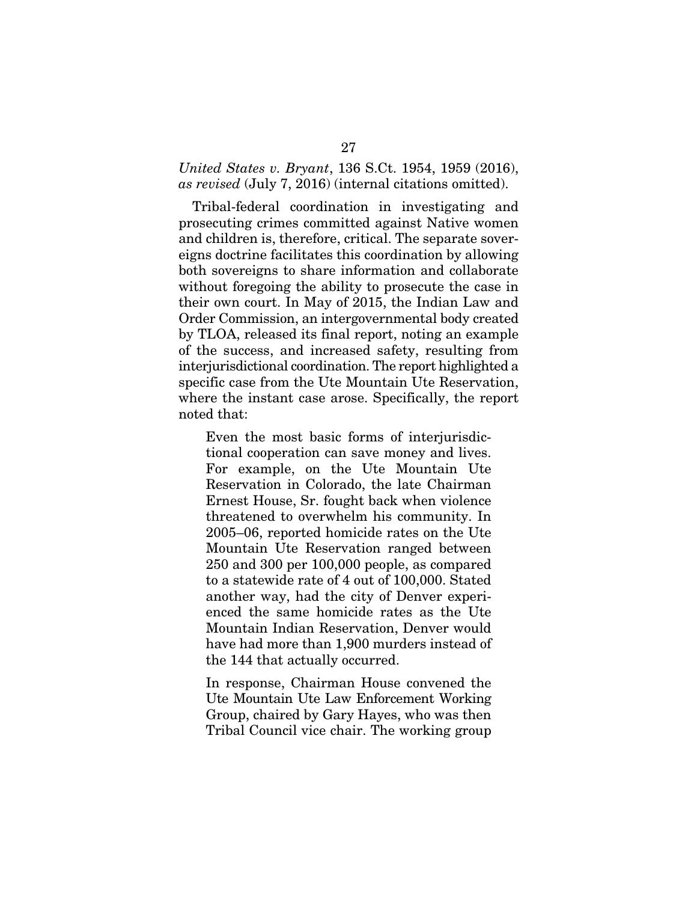*United States v. Bryant*, 136 S.Ct. 1954, 1959 (2016), *as revised* (July 7, 2016) (internal citations omitted).

Tribal-federal coordination in investigating and prosecuting crimes committed against Native women and children is, therefore, critical. The separate sovereigns doctrine facilitates this coordination by allowing both sovereigns to share information and collaborate without foregoing the ability to prosecute the case in their own court. In May of 2015, the Indian Law and Order Commission, an intergovernmental body created by TLOA, released its final report, noting an example of the success, and increased safety, resulting from interjurisdictional coordination. The report highlighted a specific case from the Ute Mountain Ute Reservation, where the instant case arose. Specifically, the report noted that:

> Even the most basic forms of interjurisdictional cooperation can save money and lives. For example, on the Ute Mountain Ute Reservation in Colorado, the late Chairman Ernest House, Sr. fought back when violence threatened to overwhelm his community. In 2005–06, reported homicide rates on the Ute Mountain Ute Reservation ranged between 250 and 300 per 100,000 people, as compared to a statewide rate of 4 out of 100,000. Stated another way, had the city of Denver experienced the same homicide rates as the Ute Mountain Indian Reservation, Denver would have had more than 1,900 murders instead of the 144 that actually occurred.
>
> In response, Chairman House convened the Ute Mountain Ute Law Enforcement Working Group, chaired by Gary Hayes, who was then Tribal Council vice chair. The working group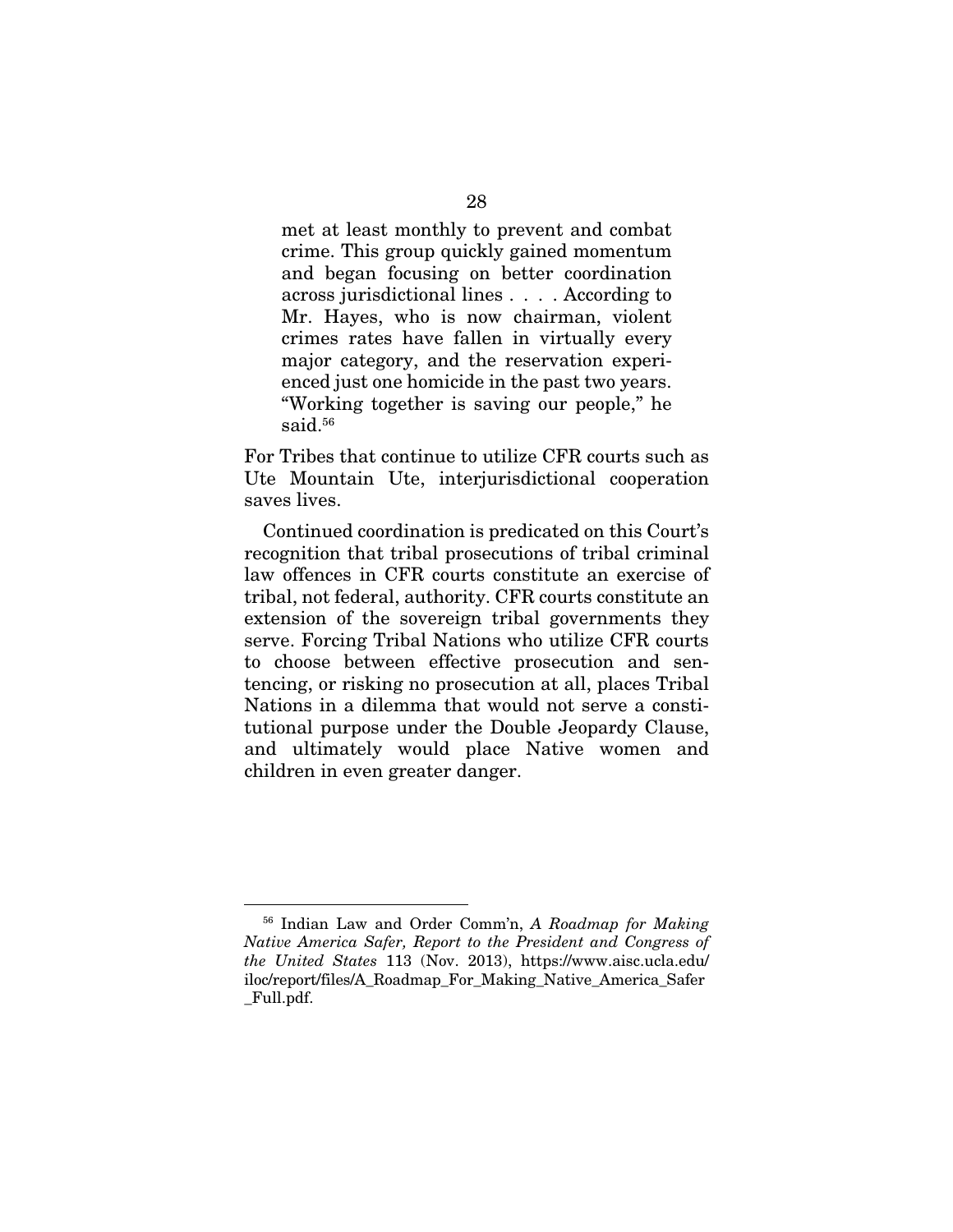> met at least monthly to prevent and combat crime. This group quickly gained momentum and began focusing on better coordination across jurisdictional lines . . . . According to Mr. Hayes, who is now chairman, violent crimes rates have fallen in virtually every major category, and the reservation experienced just one homicide in the past two years. "Working together is saving our people," he said.[56]

For Tribes that continue to utilize CFR courts such as Ute Mountain Ute, interjurisdictional cooperation saves lives.

Continued coordination is predicated on this Court's recognition that tribal prosecutions of tribal criminal law offences in CFR courts constitute an exercise of tribal, not federal, authority. CFR courts constitute an extension of the sovereign tribal governments they serve. Forcing Tribal Nations who utilize CFR courts to choose between effective prosecution and sentencing, or risking no prosecution at all, places Tribal Nations in a dilemma that would not serve a constitutional purpose under the Double Jeopardy Clause, and ultimately would place Native women and children in even greater danger.

---

[56] Indian Law and Order Comm'n, *A Roadmap for Making Native America Safer, Report to the President and Congress of the United States* 113 (Nov. 2013), https://www.aisc.ucla.edu/iloc/report/files/A_Roadmap_For_Making_Native_America_Safer_Full.pdf.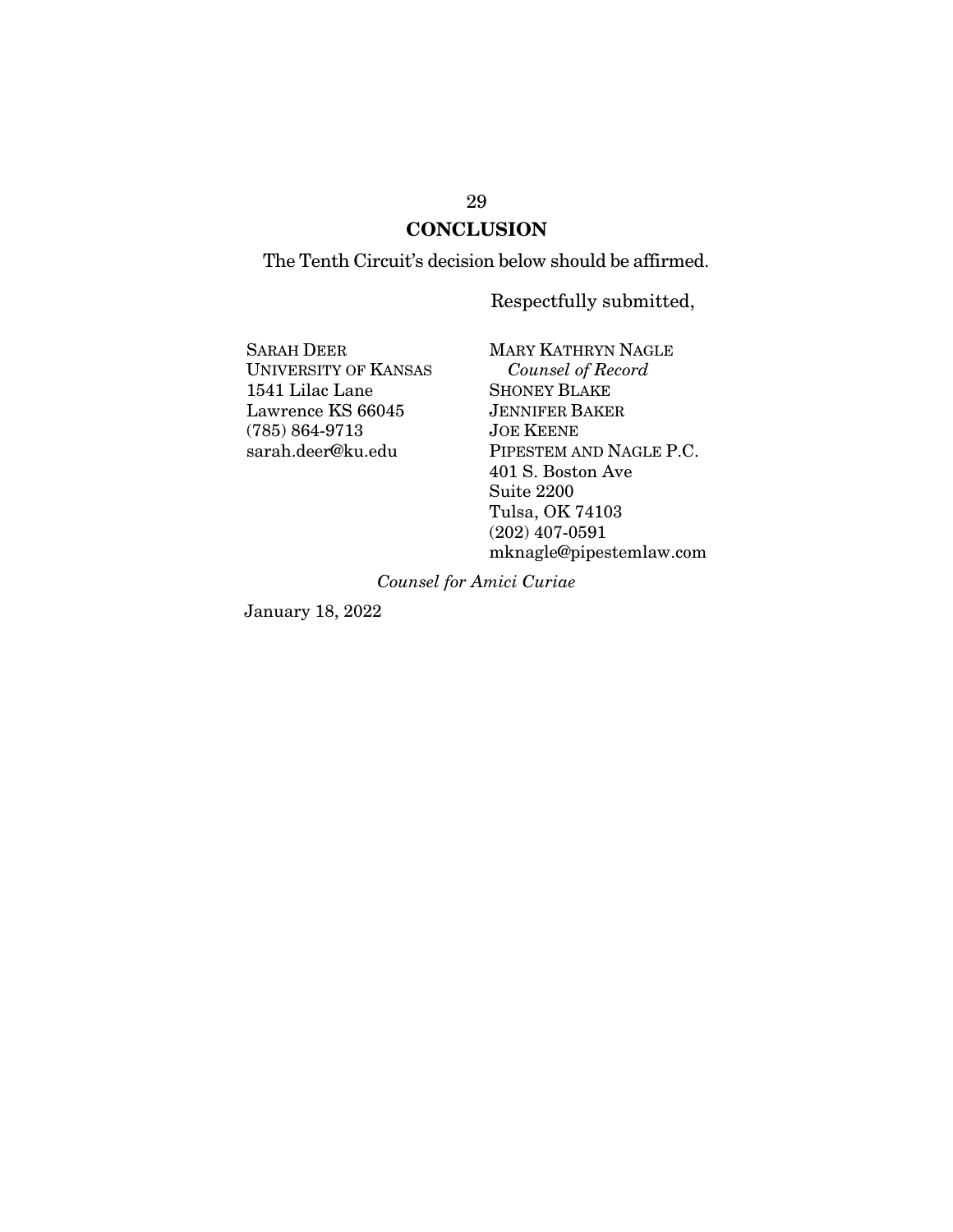## CONCLUSION

The Tenth Circuit's decision below should be affirmed.

Respectfully submitted,

SARAH DEER
UNIVERSITY OF KANSAS
1541 Lilac Lane
Lawrence KS 66045
(785) 864-9713
sarah.deer@ku.edu

MARY KATHRYN NAGLE
*Counsel of Record*
SHONEY BLAKE
JENNIFER BAKER
JOE KEENE
PIPESTEM AND NAGLE P.C.
401 S. Boston Ave
Suite 2200
Tulsa, OK 74103
(202) 407-0591
mknagle@pipestemlaw.com

*Counsel for Amici Curiae*

January 18, 2022